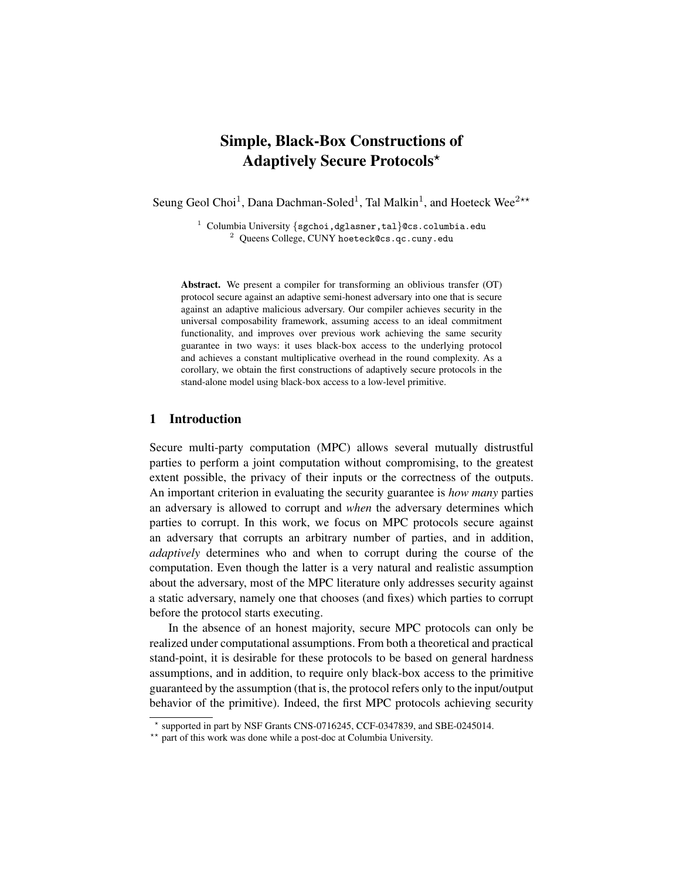# Simple, Black-Box Constructions of Adaptively Secure Protocols[⋆]

Seung Geol Choi[1], Dana Dachman-Soled[1], Tal Malkin[1], and Hoeteck Wee[2⋆⋆]

[1] Columbia University {sgchoi,dglasner,tal}@cs.columbia.edu
[2] Queens College, CUNY hoeteck@cs.qc.cuny.edu

**Abstract.** We present a compiler for transforming an oblivious transfer (OT) protocol secure against an adaptive semi-honest adversary into one that is secure against an adaptive malicious adversary. Our compiler achieves security in the universal composability framework, assuming access to an ideal commitment functionality, and improves over previous work achieving the same security guarantee in two ways: it uses black-box access to the underlying protocol and achieves a constant multiplicative overhead in the round complexity. As a corollary, we obtain the first constructions of adaptively secure protocols in the stand-alone model using black-box access to a low-level primitive.

## 1 Introduction

Secure multi-party computation (MPC) allows several mutually distrustful parties to perform a joint computation without compromising, to the greatest extent possible, the privacy of their inputs or the correctness of the outputs. An important criterion in evaluating the security guarantee is *how many* parties an adversary is allowed to corrupt and *when* the adversary determines which parties to corrupt. In this work, we focus on MPC protocols secure against an adversary that corrupts an arbitrary number of parties, and in addition, *adaptively* determines who and when to corrupt during the course of the computation. Even though the latter is a very natural and realistic assumption about the adversary, most of the MPC literature only addresses security against a static adversary, namely one that chooses (and fixes) which parties to corrupt before the protocol starts executing.

In the absence of an honest majority, secure MPC protocols can only be realized under computational assumptions. From both a theoretical and practical stand-point, it is desirable for these protocols to be based on general hardness assumptions, and in addition, to require only black-box access to the primitive guaranteed by the assumption (that is, the protocol refers only to the input/output behavior of the primitive). Indeed, the first MPC protocols achieving security

---

⋆ supported in part by NSF Grants CNS-0716245, CCF-0347839, and SBE-0245014.
⋆⋆ part of this work was done while a post-doc at Columbia University.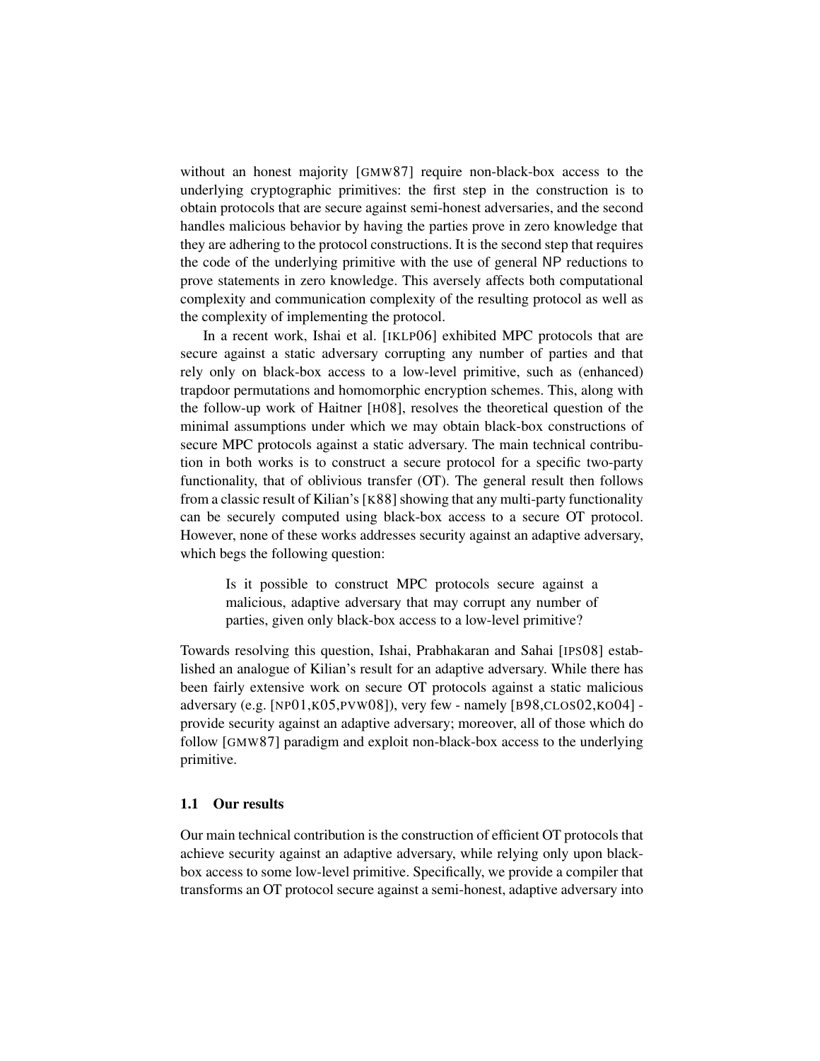without an honest majority [GMW87] require non-black-box access to the underlying cryptographic primitives: the first step in the construction is to obtain protocols that are secure against semi-honest adversaries, and the second handles malicious behavior by having the parties prove in zero knowledge that they are adhering to the protocol constructions. It is the second step that requires the code of the underlying primitive with the use of general NP reductions to prove statements in zero knowledge. This aversely affects both computational complexity and communication complexity of the resulting protocol as well as the complexity of implementing the protocol.

In a recent work, Ishai et al. [IKLP06] exhibited MPC protocols that are secure against a static adversary corrupting any number of parties and that rely only on black-box access to a low-level primitive, such as (enhanced) trapdoor permutations and homomorphic encryption schemes. This, along with the follow-up work of Haitner [H08], resolves the theoretical question of the minimal assumptions under which we may obtain black-box constructions of secure MPC protocols against a static adversary. The main technical contribution in both works is to construct a secure protocol for a specific two-party functionality, that of oblivious transfer (OT). The general result then follows from a classic result of Kilian's [K88] showing that any multi-party functionality can be securely computed using black-box access to a secure OT protocol. However, none of these works addresses security against an adaptive adversary, which begs the following question:

> Is it possible to construct MPC protocols secure against a malicious, adaptive adversary that may corrupt any number of parties, given only black-box access to a low-level primitive?

Towards resolving this question, Ishai, Prabhakaran and Sahai [IPS08] established an analogue of Kilian's result for an adaptive adversary. While there has been fairly extensive work on secure OT protocols against a static malicious adversary (e.g. [NP01,K05,PVW08]), very few - namely [B98,CLOS02,KO04] - provide security against an adaptive adversary; moreover, all of those which do follow [GMW87] paradigm and exploit non-black-box access to the underlying primitive.

### 1.1 Our results

Our main technical contribution is the construction of efficient OT protocols that achieve security against an adaptive adversary, while relying only upon black-box access to some low-level primitive. Specifically, we provide a compiler that transforms an OT protocol secure against a semi-honest, adaptive adversary into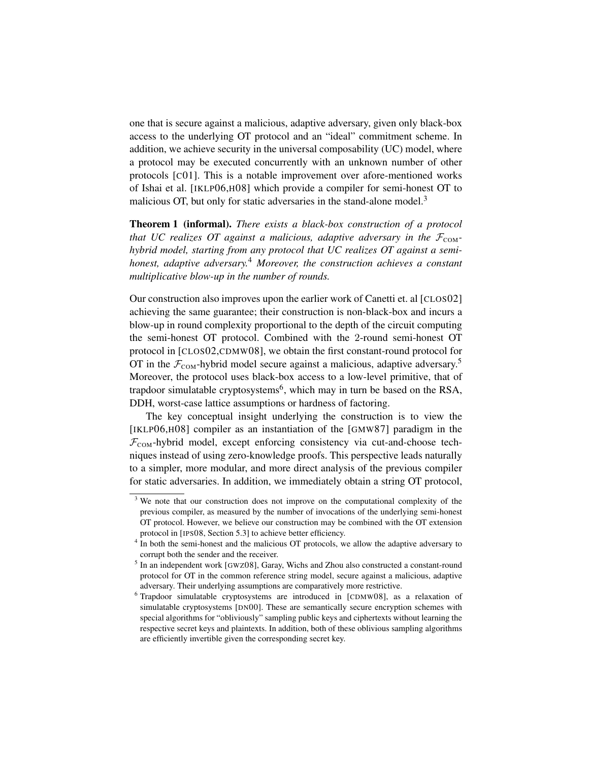one that is secure against a malicious, adaptive adversary, given only black-box access to the underlying OT protocol and an "ideal" commitment scheme. In addition, we achieve security in the universal composability (UC) model, where a protocol may be executed concurrently with an unknown number of other protocols [C01]. This is a notable improvement over afore-mentioned works of Ishai et al. [IKLP06,H08] which provide a compiler for semi-honest OT to malicious OT, but only for static adversaries in the stand-alone model.[3]

**Theorem 1 (informal).** *There exists a black-box construction of a protocol that UC realizes OT against a malicious, adaptive adversary in the $\mathcal{F}_{\text{COM}}$-hybrid model, starting from any protocol that UC realizes OT against a semi-honest, adaptive adversary.*[4] *Moreover, the construction achieves a constant multiplicative blow-up in the number of rounds.*

Our construction also improves upon the earlier work of Canetti et. al [CLOS02] achieving the same guarantee; their construction is non-black-box and incurs a blow-up in round complexity proportional to the depth of the circuit computing the semi-honest OT protocol. Combined with the 2-round semi-honest OT protocol in [CLOS02,CDMW08], we obtain the first constant-round protocol for OT in the $\mathcal{F}_{\text{COM}}$-hybrid model secure against a malicious, adaptive adversary.[5] Moreover, the protocol uses black-box access to a low-level primitive, that of trapdoor simulatable cryptosystems[6], which may in turn be based on the RSA, DDH, worst-case lattice assumptions or hardness of factoring.

The key conceptual insight underlying the construction is to view the [IKLP06,H08] compiler as an instantiation of the [GMW87] paradigm in the $\mathcal{F}_{\text{COM}}$-hybrid model, except enforcing consistency via cut-and-choose techniques instead of using zero-knowledge proofs. This perspective leads naturally to a simpler, more modular, and more direct analysis of the previous compiler for static adversaries. In addition, we immediately obtain a string OT protocol,

---

[3] We note that our construction does not improve on the computational complexity of the previous compiler, as measured by the number of invocations of the underlying semi-honest OT protocol. However, we believe our construction may be combined with the OT extension protocol in [IPS08, Section 5.3] to achieve better efficiency.

[4] In both the semi-honest and the malicious OT protocols, we allow the adaptive adversary to corrupt both the sender and the receiver.

[5] In an independent work [GWZ08], Garay, Wichs and Zhou also constructed a constant-round protocol for OT in the common reference string model, secure against a malicious, adaptive adversary. Their underlying assumptions are comparatively more restrictive.

[6] Trapdoor simulatable cryptosystems are introduced in [CDMW08], as a relaxation of simulatable cryptosystems [DN00]. These are semantically secure encryption schemes with special algorithms for "obliviously" sampling public keys and ciphertexts without learning the respective secret keys and plaintexts. In addition, both of these oblivious sampling algorithms are efficiently invertible given the corresponding secret key.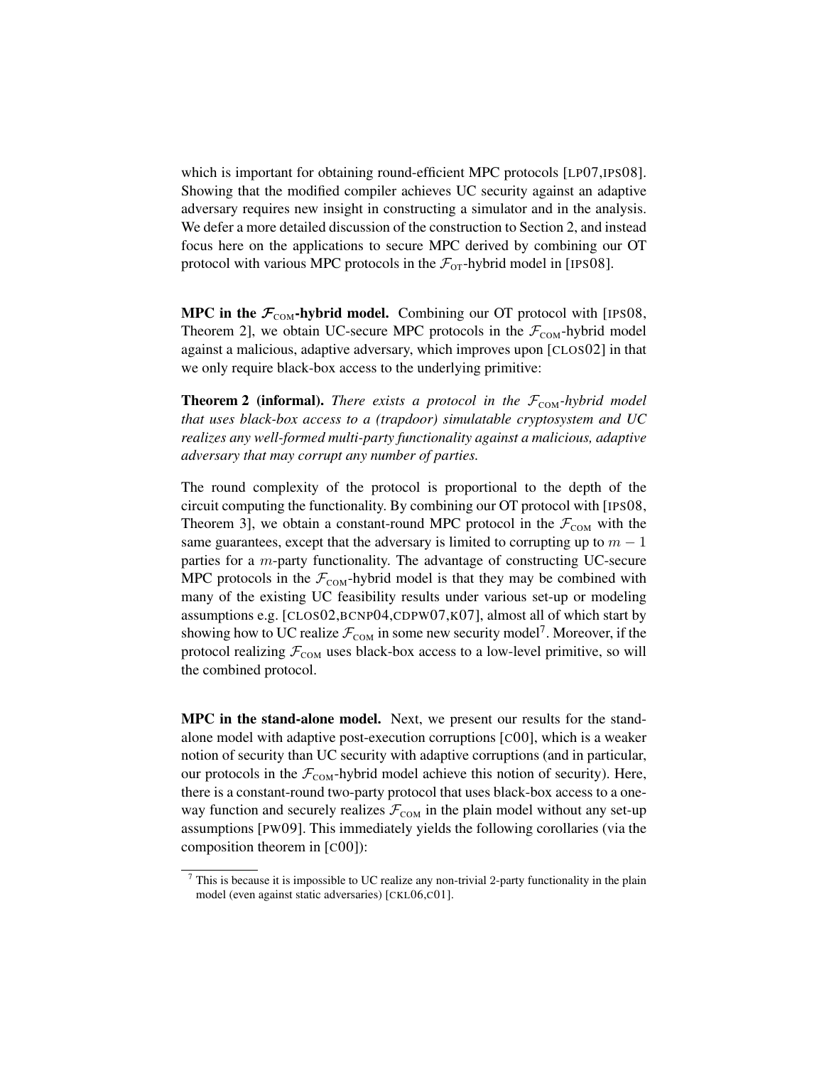which is important for obtaining round-efficient MPC protocols [LP07,IPS08]. Showing that the modified compiler achieves UC security against an adaptive adversary requires new insight in constructing a simulator and in the analysis. We defer a more detailed discussion of the construction to Section 2, and instead focus here on the applications to secure MPC derived by combining our OT protocol with various MPC protocols in the $\mathcal{F}_{\text{OT}}$-hybrid model in [IPS08].

**MPC in the $\mathcal{F}_{\text{COM}}$-hybrid model.** Combining our OT protocol with [IPS08, Theorem 2], we obtain UC-secure MPC protocols in the $\mathcal{F}_{\text{COM}}$-hybrid model against a malicious, adaptive adversary, which improves upon [CLOS02] in that we only require black-box access to the underlying primitive:

**Theorem 2 (informal).** *There exists a protocol in the $\mathcal{F}_{\text{COM}}$-hybrid model that uses black-box access to a (trapdoor) simulatable cryptosystem and UC realizes any well-formed multi-party functionality against a malicious, adaptive adversary that may corrupt any number of parties.*

The round complexity of the protocol is proportional to the depth of the circuit computing the functionality. By combining our OT protocol with [IPS08, Theorem 3], we obtain a constant-round MPC protocol in the $\mathcal{F}_{\text{COM}}$ with the same guarantees, except that the adversary is limited to corrupting up to $m - 1$ parties for a $m$-party functionality. The advantage of constructing UC-secure MPC protocols in the $\mathcal{F}_{\text{COM}}$-hybrid model is that they may be combined with many of the existing UC feasibility results under various set-up or modeling assumptions e.g. [CLOS02,BCNP04,CDPW07,K07], almost all of which start by showing how to UC realize $\mathcal{F}_{\text{COM}}$ in some new security model[7]. Moreover, if the protocol realizing $\mathcal{F}_{\text{COM}}$ uses black-box access to a low-level primitive, so will the combined protocol.

**MPC in the stand-alone model.** Next, we present our results for the stand-alone model with adaptive post-execution corruptions [C00], which is a weaker notion of security than UC security with adaptive corruptions (and in particular, our protocols in the $\mathcal{F}_{\text{COM}}$-hybrid model achieve this notion of security). Here, there is a constant-round two-party protocol that uses black-box access to a one-way function and securely realizes $\mathcal{F}_{\text{COM}}$ in the plain model without any set-up assumptions [PW09]. This immediately yields the following corollaries (via the composition theorem in [C00]):

[7] This is because it is impossible to UC realize any non-trivial 2-party functionality in the plain model (even against static adversaries) [CKL06,C01].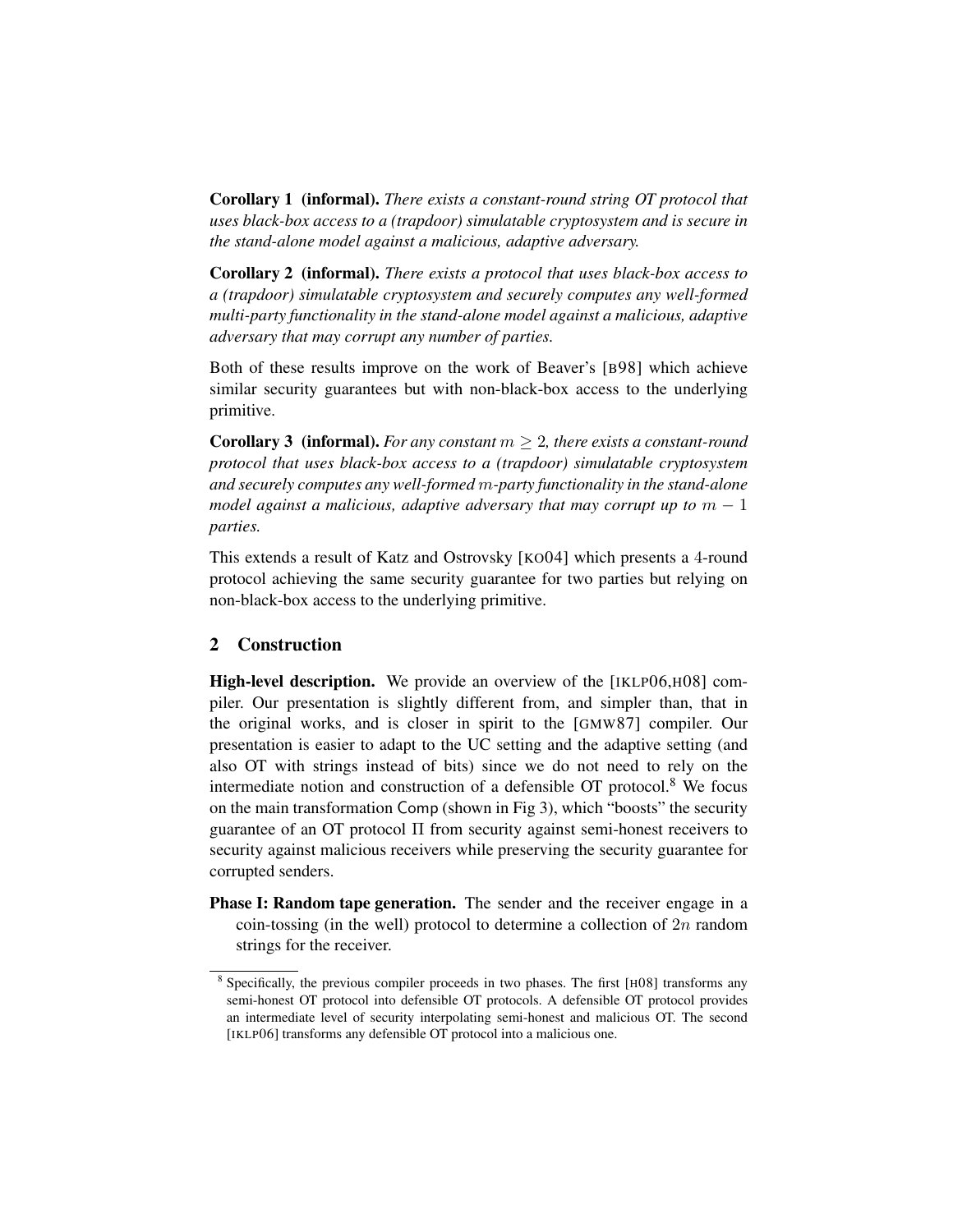**Corollary 1 (informal).** *There exists a constant-round string OT protocol that uses black-box access to a (trapdoor) simulatable cryptosystem and is secure in the stand-alone model against a malicious, adaptive adversary.*

**Corollary 2 (informal).** *There exists a protocol that uses black-box access to a (trapdoor) simulatable cryptosystem and securely computes any well-formed multi-party functionality in the stand-alone model against a malicious, adaptive adversary that may corrupt any number of parties.*

Both of these results improve on the work of Beaver's [B98] which achieve similar security guarantees but with non-black-box access to the underlying primitive.

**Corollary 3 (informal).** *For any constant $m \geq 2$, there exists a constant-round protocol that uses black-box access to a (trapdoor) simulatable cryptosystem and securely computes any well-formed $m$-party functionality in the stand-alone model against a malicious, adaptive adversary that may corrupt up to $m - 1$ parties.*

This extends a result of Katz and Ostrovsky [KO04] which presents a 4-round protocol achieving the same security guarantee for two parties but relying on non-black-box access to the underlying primitive.

## 2 Construction

**High-level description.** We provide an overview of the [IKLP06,H08] compiler. Our presentation is slightly different from, and simpler than, that in the original works, and is closer in spirit to the [GMW87] compiler. Our presentation is easier to adapt to the UC setting and the adaptive setting (and also OT with strings instead of bits) since we do not need to rely on the intermediate notion and construction of a defensible OT protocol.[8] We focus on the main transformation Comp (shown in Fig 3), which "boosts" the security guarantee of an OT protocol $\Pi$ from security against semi-honest receivers to security against malicious receivers while preserving the security guarantee for corrupted senders.

**Phase I: Random tape generation.** The sender and the receiver engage in a coin-tossing (in the well) protocol to determine a collection of $2n$ random strings for the receiver.

[8] Specifically, the previous compiler proceeds in two phases. The first [H08] transforms any semi-honest OT protocol into defensible OT protocols. A defensible OT protocol provides an intermediate level of security interpolating semi-honest and malicious OT. The second [IKLP06] transforms any defensible OT protocol into a malicious one.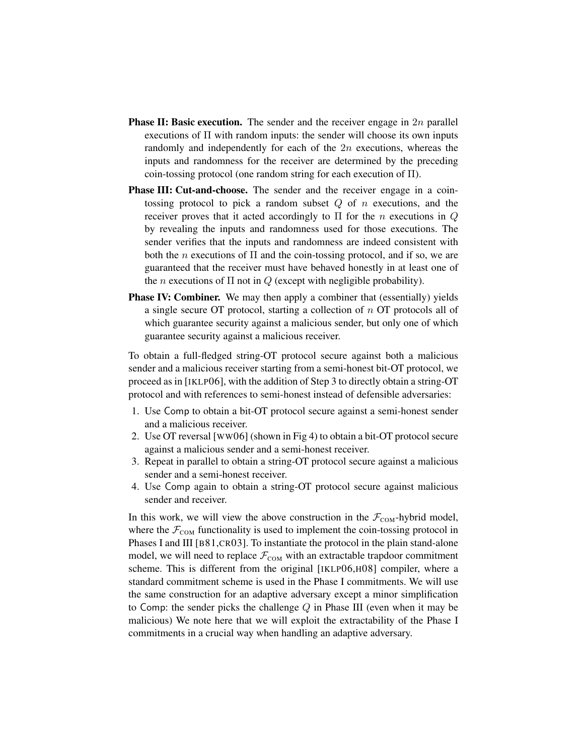- **Phase II: Basic execution.** The sender and the receiver engage in $2n$ parallel executions of $\Pi$ with random inputs: the sender will choose its own inputs randomly and independently for each of the $2n$ executions, whereas the inputs and randomness for the receiver are determined by the preceding coin-tossing protocol (one random string for each execution of $\Pi$).
- **Phase III: Cut-and-choose.** The sender and the receiver engage in a coin-tossing protocol to pick a random subset $Q$ of $n$ executions, and the receiver proves that it acted accordingly to $\Pi$ for the $n$ executions in $Q$ by revealing the inputs and randomness used for those executions. The sender verifies that the inputs and randomness are indeed consistent with both the $n$ executions of $\Pi$ and the coin-tossing protocol, and if so, we are guaranteed that the receiver must have behaved honestly in at least one of the $n$ executions of $\Pi$ not in $Q$ (except with negligible probability).
- **Phase IV: Combiner.** We may then apply a combiner that (essentially) yields a single secure OT protocol, starting a collection of $n$ OT protocols all of which guarantee security against a malicious sender, but only one of which guarantee security against a malicious receiver.

To obtain a full-fledged string-OT protocol secure against both a malicious sender and a malicious receiver starting from a semi-honest bit-OT protocol, we proceed as in [IKLP06], with the addition of Step 3 to directly obtain a string-OT protocol and with references to semi-honest instead of defensible adversaries:

1. Use Comp to obtain a bit-OT protocol secure against a semi-honest sender and a malicious receiver.
2. Use OT reversal [WW06] (shown in Fig 4) to obtain a bit-OT protocol secure against a malicious sender and a semi-honest receiver.
3. Repeat in parallel to obtain a string-OT protocol secure against a malicious sender and a semi-honest receiver.
4. Use Comp again to obtain a string-OT protocol secure against malicious sender and receiver.

In this work, we will view the above construction in the $\mathcal{F}_{\text{COM}}$-hybrid model, where the $\mathcal{F}_{\text{COM}}$ functionality is used to implement the coin-tossing protocol in Phases I and III [B81,CR03]. To instantiate the protocol in the plain stand-alone model, we will need to replace $\mathcal{F}_{\text{COM}}$ with an extractable trapdoor commitment scheme. This is different from the original [IKLP06,H08] compiler, where a standard commitment scheme is used in the Phase I commitments. We will use the same construction for an adaptive adversary except a minor simplification to Comp: the sender picks the challenge $Q$ in Phase III (even when it may be malicious) We note here that we will exploit the extractability of the Phase I commitments in a crucial way when handling an adaptive adversary.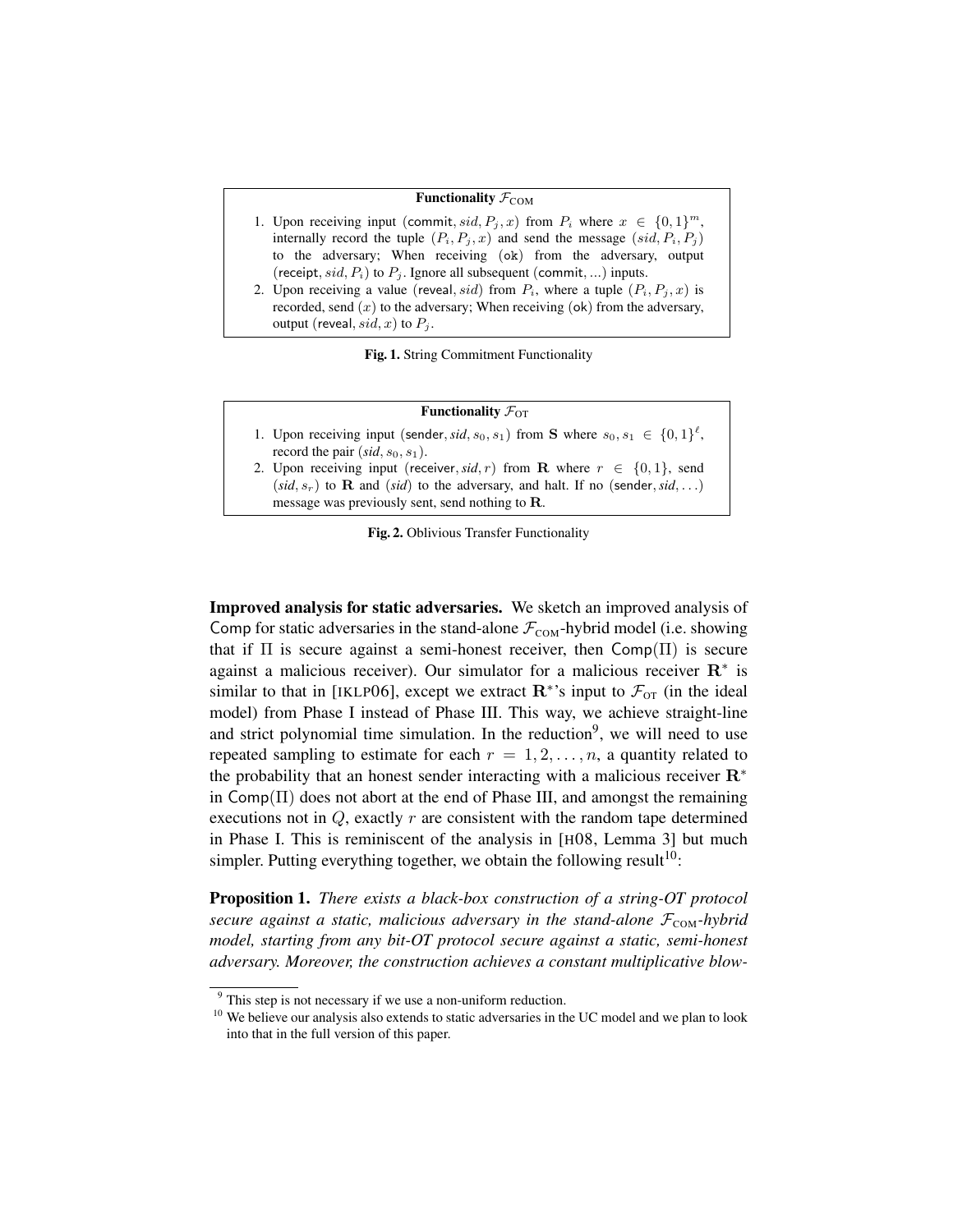**Functionality $\mathcal{F}_{\text{COM}}$**

1. Upon receiving input $(\mathsf{commit}, sid, P_j, x)$ from $P_i$ where $x \in \{0,1\}^m$, internally record the tuple $(P_i, P_j, x)$ and send the message $(sid, P_i, P_j)$ to the adversary; When receiving $(\mathtt{ok})$ from the adversary, output $(\mathsf{receipt}, sid, P_i)$ to $P_j$. Ignore all subsequent $(\mathsf{commit}, ...)$ inputs.
2. Upon receiving a value $(\mathsf{reveal}, sid)$ from $P_i$, where a tuple $(P_i, P_j, x)$ is recorded, send $(x)$ to the adversary; When receiving $(\mathtt{ok})$ from the adversary, output $(\mathsf{reveal}, sid, x)$ to $P_j$.

**Fig. 1.** String Commitment Functionality

**Functionality $\mathcal{F}_{\text{OT}}$**

1. Upon receiving input $(\mathsf{sender}, sid, s_0, s_1)$ from $\mathbf{S}$ where $s_0, s_1 \in \{0,1\}^\ell$, record the pair $(sid, s_0, s_1)$.
2. Upon receiving input $(\mathsf{receiver}, sid, r)$ from $\mathbf{R}$ where $r \in \{0,1\}$, send $(sid, s_r)$ to $\mathbf{R}$ and $(sid)$ to the adversary, and halt. If no $(\mathsf{sender}, sid, \ldots)$ message was previously sent, send nothing to $\mathbf{R}$.

**Fig. 2.** Oblivious Transfer Functionality

**Improved analysis for static adversaries.** We sketch an improved analysis of Comp for static adversaries in the stand-alone $\mathcal{F}_{\text{COM}}$-hybrid model (i.e. showing that if $\Pi$ is secure against a semi-honest receiver, then $\mathsf{Comp}(\Pi)$ is secure against a malicious receiver). Our simulator for a malicious receiver $\mathbf{R}^*$ is similar to that in [IKLP06], except we extract $\mathbf{R}^*$'s input to $\mathcal{F}_{\text{OT}}$ (in the ideal model) from Phase I instead of Phase III. This way, we achieve straight-line and strict polynomial time simulation. In the reduction[9], we will need to use repeated sampling to estimate for each $r = 1, 2, \ldots, n$, a quantity related to the probability that an honest sender interacting with a malicious receiver $\mathbf{R}^*$ in $\mathsf{Comp}(\Pi)$ does not abort at the end of Phase III, and amongst the remaining executions not in $Q$, exactly $r$ are consistent with the random tape determined in Phase I. This is reminiscent of the analysis in [H08, Lemma 3] but much simpler. Putting everything together, we obtain the following result[10]:

**Proposition 1.** *There exists a black-box construction of a string-OT protocol secure against a static, malicious adversary in the stand-alone $\mathcal{F}_{\text{COM}}$-hybrid model, starting from any bit-OT protocol secure against a static, semi-honest adversary. Moreover, the construction achieves a constant multiplicative blow-*

[9] This step is not necessary if we use a non-uniform reduction.

[10] We believe our analysis also extends to static adversaries in the UC model and we plan to look into that in the full version of this paper.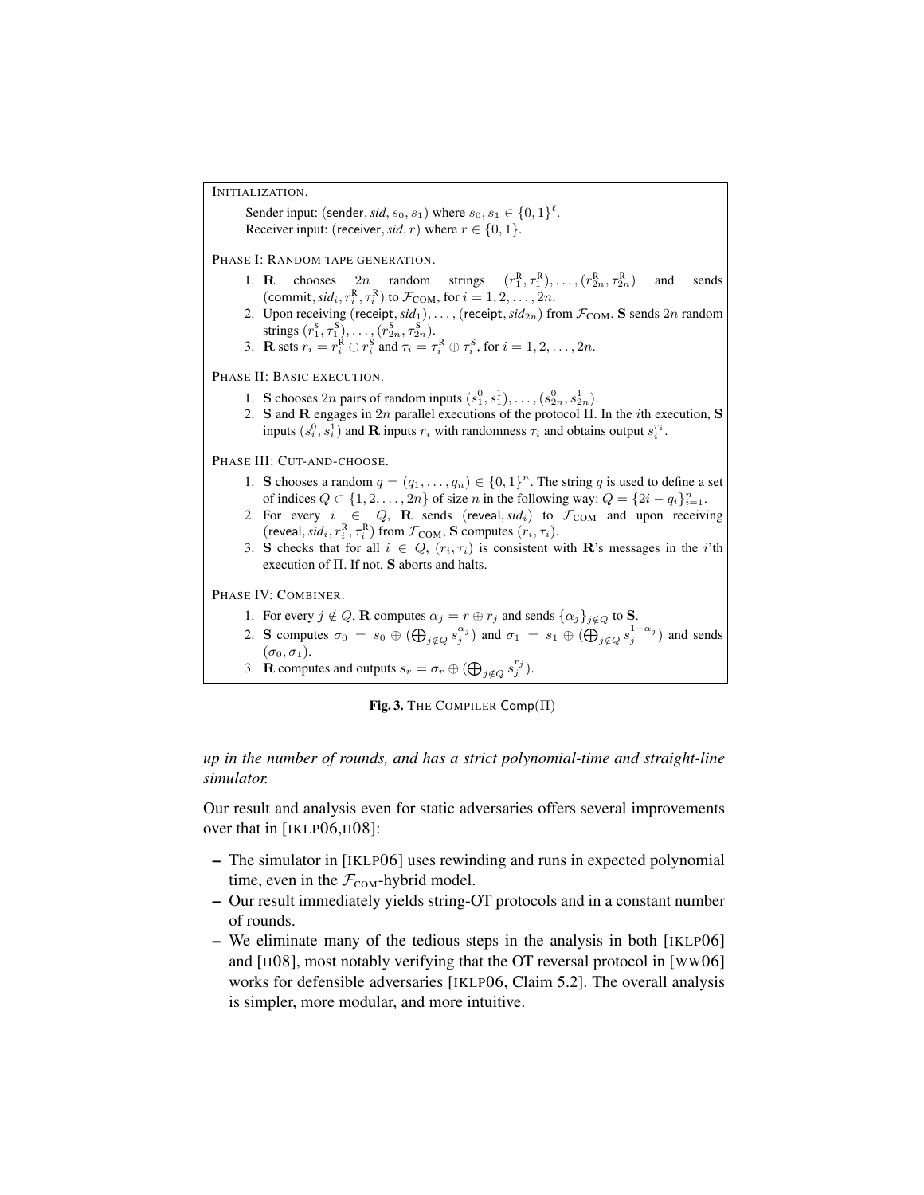INITIALIZATION.

Sender input: ($\mathsf{sender}$, $\mathit{sid}$, $s_0, s_1$) where $s_0, s_1 \in \{0,1\}^\ell$.
Receiver input: ($\mathsf{receiver}$, $\mathit{sid}$, $r$) where $r \in \{0,1\}$.

PHASE I: RANDOM TAPE GENERATION.

1. $\mathbf{R}$ chooses $2n$ random strings $(r^{\mathsf{R}}_1, \tau^{\mathsf{R}}_1), \ldots, (r^{\mathsf{R}}_{2n}, \tau^{\mathsf{R}}_{2n})$ and sends ($\mathsf{commit}$, $\mathit{sid}_i, r^{\mathsf{R}}_i, \tau^{\mathsf{R}}_i$) to $\mathcal{F}_{\mathrm{COM}}$, for $i = 1, 2, \ldots, 2n$.
2. Upon receiving ($\mathsf{receipt}$, $\mathit{sid}_1$), ..., ($\mathsf{receipt}$, $\mathit{sid}_{2n}$) from $\mathcal{F}_{\mathrm{COM}}$, $\mathbf{S}$ sends $2n$ random strings $(r^{\mathsf{S}}_1, \tau^{\mathsf{S}}_1), \ldots, (r^{\mathsf{S}}_{2n}, \tau^{\mathsf{S}}_{2n})$.
3. $\mathbf{R}$ sets $r_i = r^{\mathsf{R}}_i \oplus r^{\mathsf{S}}_i$ and $\tau_i = \tau^{\mathsf{R}}_i \oplus \tau^{\mathsf{S}}_i$, for $i = 1, 2, \ldots, 2n$.

PHASE II: BASIC EXECUTION.

1. $\mathbf{S}$ chooses $2n$ pairs of random inputs $(s^0_1, s^1_1), \ldots, (s^0_{2n}, s^1_{2n})$.
2. $\mathbf{S}$ and $\mathbf{R}$ engages in $2n$ parallel executions of the protocol $\Pi$. In the $i$th execution, $\mathbf{S}$ inputs $(s^0_i, s^1_i)$ and $\mathbf{R}$ inputs $r_i$ with randomness $\tau_i$ and obtains output $s^{r_i}_i$.

PHASE III: CUT-AND-CHOOSE.

1. $\mathbf{S}$ chooses a random $q = (q_1, \ldots, q_n) \in \{0,1\}^n$. The string $q$ is used to define a set of indices $Q \subset \{1, 2, \ldots, 2n\}$ of size $n$ in the following way: $Q = \{2i - q_i\}_{i=1}^n$.
2. For every $i \in Q$, $\mathbf{R}$ sends ($\mathsf{reveal}$, $\mathit{sid}_i$) to $\mathcal{F}_{\mathrm{COM}}$ and upon receiving ($\mathsf{reveal}$, $\mathit{sid}_i, r^{\mathsf{R}}_i, \tau^{\mathsf{R}}_i$) from $\mathcal{F}_{\mathrm{COM}}$, $\mathbf{S}$ computes $(r_i, \tau_i)$.
3. $\mathbf{S}$ checks that for all $i \in Q$, $(r_i, \tau_i)$ is consistent with $\mathbf{R}$'s messages in the $i$'th execution of $\Pi$. If not, $\mathbf{S}$ aborts and halts.

PHASE IV: COMBINER.

1. For every $j \notin Q$, $\mathbf{R}$ computes $\alpha_j = r \oplus r_j$ and sends $\{\alpha_j\}_{j \notin Q}$ to $\mathbf{S}$.
2. $\mathbf{S}$ computes $\sigma_0 = s_0 \oplus (\bigoplus_{j \notin Q} s^{\alpha_j}_j)$ and $\sigma_1 = s_1 \oplus (\bigoplus_{j \notin Q} s^{1-\alpha_j}_j)$ and sends $(\sigma_0, \sigma_1)$.
3. $\mathbf{R}$ computes and outputs $s_r = \sigma_r \oplus (\bigoplus_{j \notin Q} s^{r_j}_j)$.

**Fig. 3.** THE COMPILER $\mathsf{Comp}(\Pi)$

*up in the number of rounds, and has a strict polynomial-time and straight-line simulator.*

Our result and analysis even for static adversaries offers several improvements over that in [IKLP06,H08]:

- The simulator in [IKLP06] uses rewinding and runs in expected polynomial time, even in the $\mathcal{F}_{\mathrm{COM}}$-hybrid model.
- Our result immediately yields string-OT protocols and in a constant number of rounds.
- We eliminate many of the tedious steps in the analysis in both [IKLP06] and [H08], most notably verifying that the OT reversal protocol in [WW06] works for defensible adversaries [IKLP06, Claim 5.2]. The overall analysis is simpler, more modular, and more intuitive.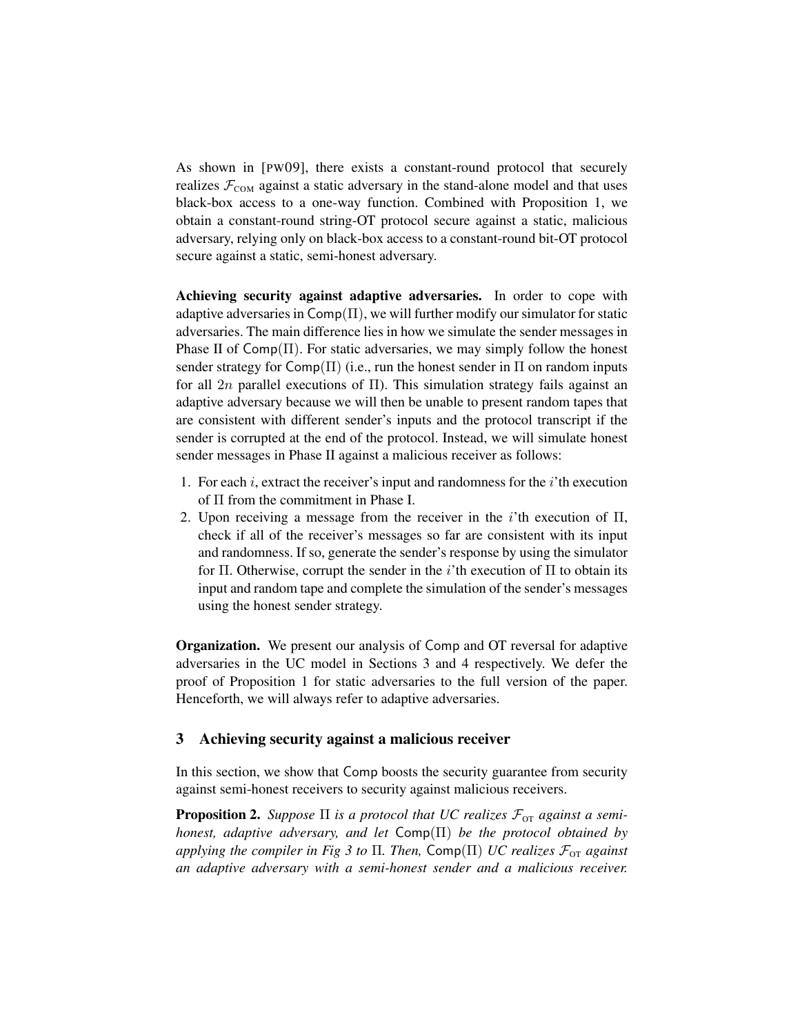As shown in [PW09], there exists a constant-round protocol that securely realizes $\mathcal{F}_{\text{COM}}$ against a static adversary in the stand-alone model and that uses black-box access to a one-way function. Combined with Proposition 1, we obtain a constant-round string-OT protocol secure against a static, malicious adversary, relying only on black-box access to a constant-round bit-OT protocol secure against a static, semi-honest adversary.

**Achieving security against adaptive adversaries.** In order to cope with adaptive adversaries in $\mathsf{Comp}(\Pi)$, we will further modify our simulator for static adversaries. The main difference lies in how we simulate the sender messages in Phase II of $\mathsf{Comp}(\Pi)$. For static adversaries, we may simply follow the honest sender strategy for $\mathsf{Comp}(\Pi)$ (i.e., run the honest sender in $\Pi$ on random inputs for all $2n$ parallel executions of $\Pi$). This simulation strategy fails against an adaptive adversary because we will then be unable to present random tapes that are consistent with different sender's inputs and the protocol transcript if the sender is corrupted at the end of the protocol. Instead, we will simulate honest sender messages in Phase II against a malicious receiver as follows:

1. For each $i$, extract the receiver's input and randomness for the $i$'th execution of $\Pi$ from the commitment in Phase I.
2. Upon receiving a message from the receiver in the $i$'th execution of $\Pi$, check if all of the receiver's messages so far are consistent with its input and randomness. If so, generate the sender's response by using the simulator for $\Pi$. Otherwise, corrupt the sender in the $i$'th execution of $\Pi$ to obtain its input and random tape and complete the simulation of the sender's messages using the honest sender strategy.

**Organization.** We present our analysis of $\mathsf{Comp}$ and OT reversal for adaptive adversaries in the UC model in Sections 3 and 4 respectively. We defer the proof of Proposition 1 for static adversaries to the full version of the paper. Henceforth, we will always refer to adaptive adversaries.

## 3 Achieving security against a malicious receiver

In this section, we show that $\mathsf{Comp}$ boosts the security guarantee from security against semi-honest receivers to security against malicious receivers.

**Proposition 2.** *Suppose $\Pi$ is a protocol that UC realizes $\mathcal{F}_{\text{OT}}$ against a semi-honest, adaptive adversary, and let $\mathsf{Comp}(\Pi)$ be the protocol obtained by applying the compiler in Fig 3 to $\Pi$. Then, $\mathsf{Comp}(\Pi)$ UC realizes $\mathcal{F}_{\text{OT}}$ against an adaptive adversary with a semi-honest sender and a malicious receiver.*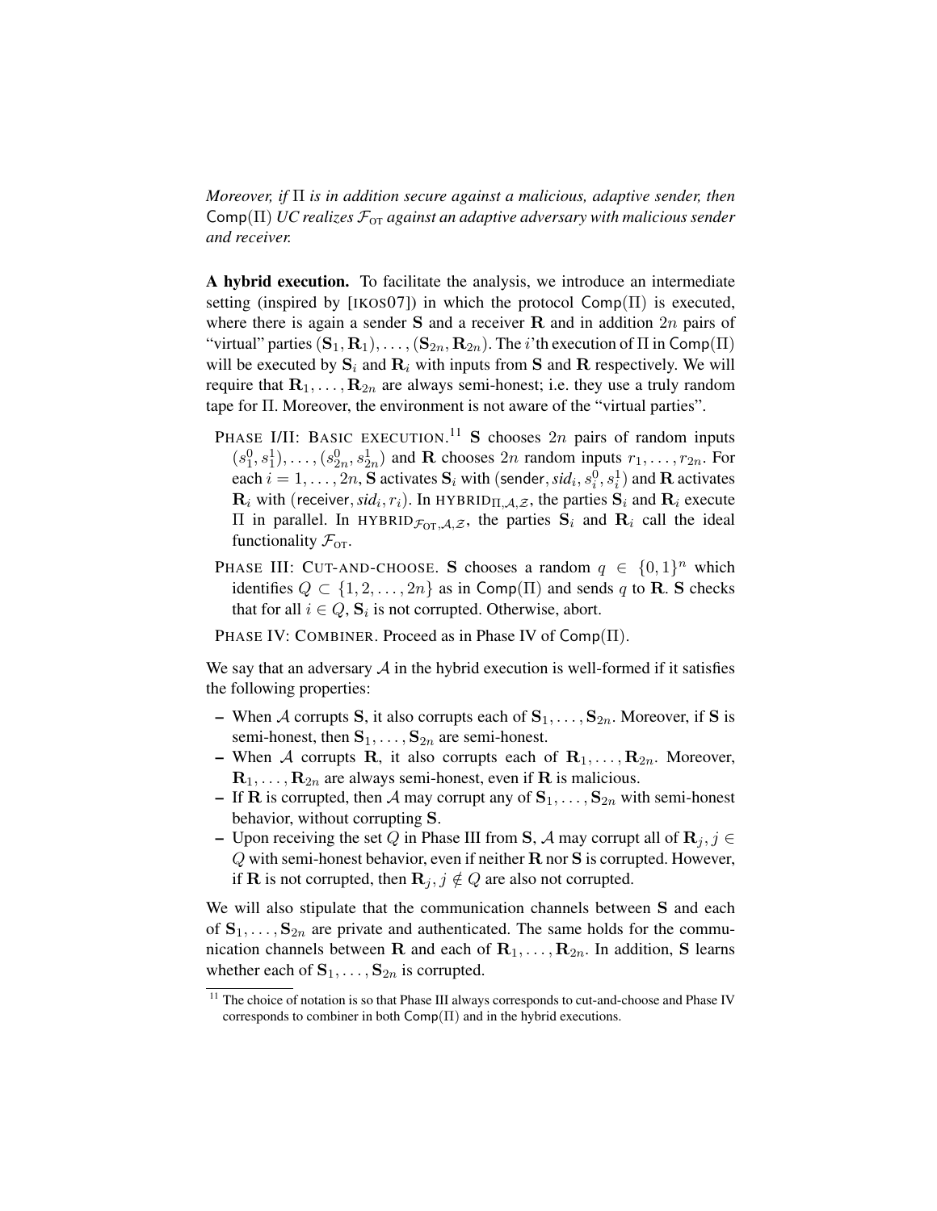*Moreover, if* $\Pi$ *is in addition secure against a malicious, adaptive sender, then* $\mathsf{Comp}(\Pi)$ *UC realizes* $\mathcal{F}_{\text{OT}}$ *against an adaptive adversary with malicious sender and receiver.*

**A hybrid execution.** To facilitate the analysis, we introduce an intermediate setting (inspired by [IKOS07]) in which the protocol $\mathsf{Comp}(\Pi)$ is executed, where there is again a sender $\mathbf{S}$ and a receiver $\mathbf{R}$ and in addition $2n$ pairs of "virtual" parties $(\mathbf{S}_1, \mathbf{R}_1), \ldots, (\mathbf{S}_{2n}, \mathbf{R}_{2n})$. The $i$'th execution of $\Pi$ in $\mathsf{Comp}(\Pi)$ will be executed by $\mathbf{S}_i$ and $\mathbf{R}_i$ with inputs from $\mathbf{S}$ and $\mathbf{R}$ respectively. We will require that $\mathbf{R}_1, \ldots, \mathbf{R}_{2n}$ are always semi-honest; i.e. they use a truly random tape for $\Pi$. Moreover, the environment is not aware of the "virtual parties".

- PHASE I/II: BASIC EXECUTION.[11] $\mathbf{S}$ chooses $2n$ pairs of random inputs $(s_1^0, s_1^1), \ldots, (s_{2n}^0, s_{2n}^1)$ and $\mathbf{R}$ chooses $2n$ random inputs $r_1, \ldots, r_{2n}$. For each $i = 1, \ldots, 2n$, $\mathbf{S}$ activates $\mathbf{S}_i$ with $(\mathsf{sender}, \mathit{sid}_i, s_i^0, s_i^1)$ and $\mathbf{R}$ activates $\mathbf{R}_i$ with $(\mathsf{receiver}, \mathit{sid}_i, r_i)$. In $\text{HYBRID}_{\Pi,\mathcal{A},\mathcal{Z}}$, the parties $\mathbf{S}_i$ and $\mathbf{R}_i$ execute $\Pi$ in parallel. In $\text{HYBRID}_{\mathcal{F}_{\text{OT}},\mathcal{A},\mathcal{Z}}$, the parties $\mathbf{S}_i$ and $\mathbf{R}_i$ call the ideal functionality $\mathcal{F}_{\text{OT}}$.
- PHASE III: CUT-AND-CHOOSE. $\mathbf{S}$ chooses a random $q \in \{0,1\}^n$ which identifies $Q \subset \{1, 2, \ldots, 2n\}$ as in $\mathsf{Comp}(\Pi)$ and sends $q$ to $\mathbf{R}$. $\mathbf{S}$ checks that for all $i \in Q$, $\mathbf{S}_i$ is not corrupted. Otherwise, abort.
- PHASE IV: COMBINER. Proceed as in Phase IV of $\mathsf{Comp}(\Pi)$.

We say that an adversary $\mathcal{A}$ in the hybrid execution is well-formed if it satisfies the following properties:

- When $\mathcal{A}$ corrupts $\mathbf{S}$, it also corrupts each of $\mathbf{S}_1, \ldots, \mathbf{S}_{2n}$. Moreover, if $\mathbf{S}$ is semi-honest, then $\mathbf{S}_1, \ldots, \mathbf{S}_{2n}$ are semi-honest.
- When $\mathcal{A}$ corrupts $\mathbf{R}$, it also corrupts each of $\mathbf{R}_1, \ldots, \mathbf{R}_{2n}$. Moreover, $\mathbf{R}_1, \ldots, \mathbf{R}_{2n}$ are always semi-honest, even if $\mathbf{R}$ is malicious.
- If $\mathbf{R}$ is corrupted, then $\mathcal{A}$ may corrupt any of $\mathbf{S}_1, \ldots, \mathbf{S}_{2n}$ with semi-honest behavior, without corrupting $\mathbf{S}$.
- Upon receiving the set $Q$ in Phase III from $\mathbf{S}$, $\mathcal{A}$ may corrupt all of $\mathbf{R}_j, j \in Q$ with semi-honest behavior, even if neither $\mathbf{R}$ nor $\mathbf{S}$ is corrupted. However, if $\mathbf{R}$ is not corrupted, then $\mathbf{R}_j, j \notin Q$ are also not corrupted.

We will also stipulate that the communication channels between $\mathbf{S}$ and each of $\mathbf{S}_1, \ldots, \mathbf{S}_{2n}$ are private and authenticated. The same holds for the communication channels between $\mathbf{R}$ and each of $\mathbf{R}_1, \ldots, \mathbf{R}_{2n}$. In addition, $\mathbf{S}$ learns whether each of $\mathbf{S}_1, \ldots, \mathbf{S}_{2n}$ is corrupted.

[11] The choice of notation is so that Phase III always corresponds to cut-and-choose and Phase IV corresponds to combiner in both $\mathsf{Comp}(\Pi)$ and in the hybrid executions.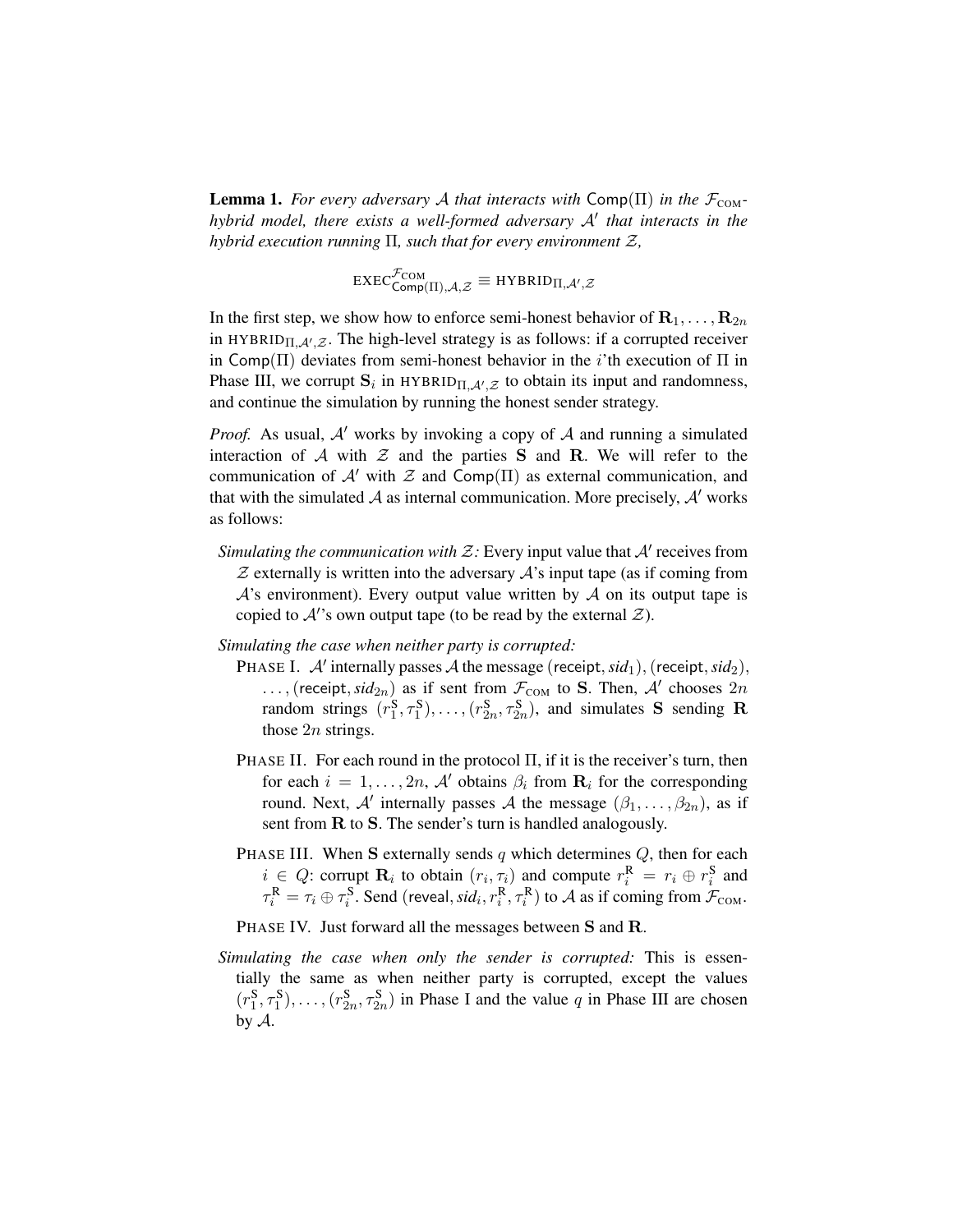**Lemma 1.** *For every adversary $\mathcal{A}$ that interacts with $\mathsf{Comp}(\Pi)$ in the $\mathcal{F}_{\text{COM}}$-hybrid model, there exists a well-formed adversary $\mathcal{A}'$ that interacts in the hybrid execution running $\Pi$, such that for every environment $\mathcal{Z}$,*

$$\text{EXEC}^{\mathcal{F}_{\text{COM}}}_{\mathsf{Comp}(\Pi),\mathcal{A},\mathcal{Z}} \equiv \text{HYBRID}_{\Pi,\mathcal{A}',\mathcal{Z}}$$

In the first step, we show how to enforce semi-honest behavior of $\mathbf{R}_1, \ldots, \mathbf{R}_{2n}$ in $\text{HYBRID}_{\Pi,\mathcal{A}',\mathcal{Z}}$. The high-level strategy is as follows: if a corrupted receiver in $\mathsf{Comp}(\Pi)$ deviates from semi-honest behavior in the $i$'th execution of $\Pi$ in Phase III, we corrupt $\mathbf{S}_i$ in $\text{HYBRID}_{\Pi,\mathcal{A}',\mathcal{Z}}$ to obtain its input and randomness, and continue the simulation by running the honest sender strategy.

*Proof.* As usual, $\mathcal{A}'$ works by invoking a copy of $\mathcal{A}$ and running a simulated interaction of $\mathcal{A}$ with $\mathcal{Z}$ and the parties $\mathbf{S}$ and $\mathbf{R}$. We will refer to the communication of $\mathcal{A}'$ with $\mathcal{Z}$ and $\mathsf{Comp}(\Pi)$ as external communication, and that with the simulated $\mathcal{A}$ as internal communication. More precisely, $\mathcal{A}'$ works as follows:

*Simulating the communication with $\mathcal{Z}$:* Every input value that $\mathcal{A}'$ receives from $\mathcal{Z}$ externally is written into the adversary $\mathcal{A}$'s input tape (as if coming from $\mathcal{A}$'s environment). Every output value written by $\mathcal{A}$ on its output tape is copied to $\mathcal{A}'$'s own output tape (to be read by the external $\mathcal{Z}$).

*Simulating the case when neither party is corrupted:*

- PHASE I. $\mathcal{A}'$ internally passes $\mathcal{A}$ the message $(\mathsf{receipt}, sid_1), (\mathsf{receipt}, sid_2), \ldots, (\mathsf{receipt}, sid_{2n})$ as if sent from $\mathcal{F}_{\text{COM}}$ to $\mathbf{S}$. Then, $\mathcal{A}'$ chooses $2n$ random strings $(r^{\mathsf{S}}_1, \tau^{\mathsf{S}}_1), \ldots, (r^{\mathsf{S}}_{2n}, \tau^{\mathsf{S}}_{2n})$, and simulates $\mathbf{S}$ sending $\mathbf{R}$ those $2n$ strings.
- PHASE II. For each round in the protocol $\Pi$, if it is the receiver's turn, then for each $i = 1, \ldots, 2n$, $\mathcal{A}'$ obtains $\beta_i$ from $\mathbf{R}_i$ for the corresponding round. Next, $\mathcal{A}'$ internally passes $\mathcal{A}$ the message $(\beta_1, \ldots, \beta_{2n})$, as if sent from $\mathbf{R}$ to $\mathbf{S}$. The sender's turn is handled analogously.
- PHASE III. When $\mathbf{S}$ externally sends $q$ which determines $Q$, then for each $i \in Q$: corrupt $\mathbf{R}_i$ to obtain $(r_i, \tau_i)$ and compute $r^{\mathsf{R}}_i = r_i \oplus r^{\mathsf{S}}_i$ and $\tau^{\mathsf{R}}_i = \tau_i \oplus \tau^{\mathsf{S}}_i$. Send $(\mathsf{reveal}, sid_i, r^{\mathsf{R}}_i, \tau^{\mathsf{R}}_i)$ to $\mathcal{A}$ as if coming from $\mathcal{F}_{\text{COM}}$.
- PHASE IV. Just forward all the messages between $\mathbf{S}$ and $\mathbf{R}$.

*Simulating the case when only the sender is corrupted:* This is essentially the same as when neither party is corrupted, except the values $(r^{\mathsf{S}}_1, \tau^{\mathsf{S}}_1), \ldots, (r^{\mathsf{S}}_{2n}, \tau^{\mathsf{S}}_{2n})$ in Phase I and the value $q$ in Phase III are chosen by $\mathcal{A}$.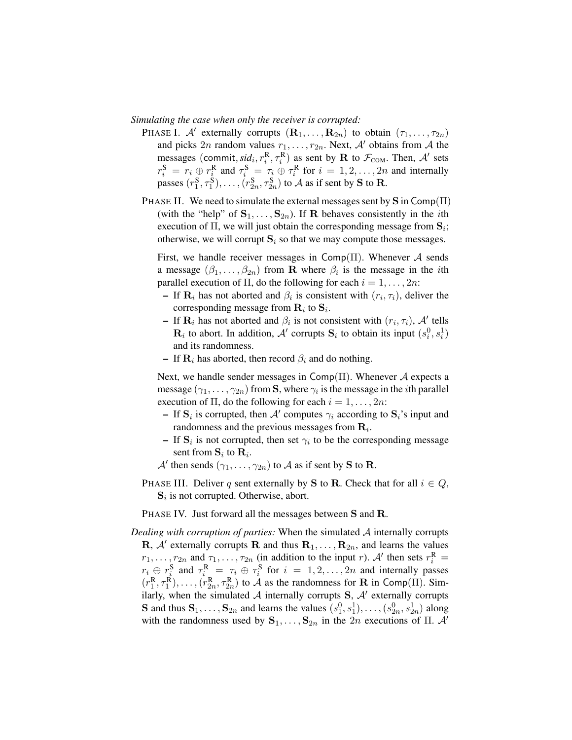*Simulating the case when only the receiver is corrupted:*

PHASE I. $\mathcal{A}'$ externally corrupts $(\mathbf{R}_1, \ldots, \mathbf{R}_{2n})$ to obtain $(\tau_1, \ldots, \tau_{2n})$ and picks $2n$ random values $r_1, \ldots, r_{2n}$. Next, $\mathcal{A}'$ obtains from $\mathcal{A}$ the messages $(\mathsf{commit}, sid_i, r_i^{\mathsf{R}}, \tau_i^{\mathsf{R}})$ as sent by $\mathbf{R}$ to $\mathcal{F}_{\text{COM}}$. Then, $\mathcal{A}'$ sets $r_i^{\mathsf{S}} = r_i \oplus r_i^{\mathsf{R}}$ and $\tau_i^{\mathsf{S}} = \tau_i \oplus \tau_i^{\mathsf{R}}$ for $i = 1, 2, \ldots, 2n$ and internally passes $(r_1^{\mathsf{S}}, \tau_1^{\mathsf{S}}), \ldots, (r_{2n}^{\mathsf{S}}, \tau_{2n}^{\mathsf{S}})$ to $\mathcal{A}$ as if sent by $\mathbf{S}$ to $\mathbf{R}$.

PHASE II. We need to simulate the external messages sent by $\mathbf{S}$ in $\mathsf{Comp}(\Pi)$ (with the "help" of $\mathbf{S}_1, \ldots, \mathbf{S}_{2n}$). If $\mathbf{R}$ behaves consistently in the $i$th execution of $\Pi$, we will just obtain the corresponding message from $\mathbf{S}_i$; otherwise, we will corrupt $\mathbf{S}_i$ so that we may compute those messages.

First, we handle receiver messages in $\mathsf{Comp}(\Pi)$. Whenever $\mathcal{A}$ sends a message $(\beta_1, \ldots, \beta_{2n})$ from $\mathbf{R}$ where $\beta_i$ is the message in the $i$th parallel execution of $\Pi$, do the following for each $i = 1, \ldots, 2n$:

- If $\mathbf{R}_i$ has not aborted and $\beta_i$ is consistent with $(r_i, \tau_i)$, deliver the corresponding message from $\mathbf{R}_i$ to $\mathbf{S}_i$.
- If $\mathbf{R}_i$ has not aborted and $\beta_i$ is not consistent with $(r_i, \tau_i)$, $\mathcal{A}'$ tells $\mathbf{R}_i$ to abort. In addition, $\mathcal{A}'$ corrupts $\mathbf{S}_i$ to obtain its input $(s_i^0, s_i^1)$ and its randomness.
- If $\mathbf{R}_i$ has aborted, then record $\beta_i$ and do nothing.

Next, we handle sender messages in $\mathsf{Comp}(\Pi)$. Whenever $\mathcal{A}$ expects a message $(\gamma_1, \ldots, \gamma_{2n})$ from $\mathbf{S}$, where $\gamma_i$ is the message in the $i$th parallel execution of $\Pi$, do the following for each $i = 1, \ldots, 2n$:

- If $\mathbf{S}_i$ is corrupted, then $\mathcal{A}'$ computes $\gamma_i$ according to $\mathbf{S}_i$'s input and randomness and the previous messages from $\mathbf{R}_i$.
- If $\mathbf{S}_i$ is not corrupted, then set $\gamma_i$ to be the corresponding message sent from $\mathbf{S}_i$ to $\mathbf{R}_i$.

$\mathcal{A}'$ then sends $(\gamma_1, \ldots, \gamma_{2n})$ to $\mathcal{A}$ as if sent by $\mathbf{S}$ to $\mathbf{R}$.

PHASE III. Deliver $q$ sent externally by $\mathbf{S}$ to $\mathbf{R}$. Check that for all $i \in Q$, $\mathbf{S}_i$ is not corrupted. Otherwise, abort.

PHASE IV. Just forward all the messages between $\mathbf{S}$ and $\mathbf{R}$.

*Dealing with corruption of parties:* When the simulated $\mathcal{A}$ internally corrupts $\mathbf{R}$, $\mathcal{A}'$ externally corrupts $\mathbf{R}$ and thus $\mathbf{R}_1, \ldots, \mathbf{R}_{2n}$, and learns the values $r_1, \ldots, r_{2n}$ and $\tau_1, \ldots, \tau_{2n}$ (in addition to the input $r$). $\mathcal{A}'$ then sets $r_i^{\mathsf{R}} = r_i \oplus r_i^{\mathsf{S}}$ and $\tau_i^{\mathsf{R}} = \tau_i \oplus \tau_i^{\mathsf{S}}$ for $i = 1, 2, \ldots, 2n$ and internally passes $(r_1^{\mathsf{R}}, \tau_1^{\mathsf{R}}), \ldots, (r_{2n}^{\mathsf{R}}, \tau_{2n}^{\mathsf{R}})$ to $\mathcal{A}$ as the randomness for $\mathbf{R}$ in $\mathsf{Comp}(\Pi)$. Similarly, when the simulated $\mathcal{A}$ internally corrupts $\mathbf{S}$, $\mathcal{A}'$ externally corrupts $\mathbf{S}$ and thus $\mathbf{S}_1, \ldots, \mathbf{S}_{2n}$ and learns the values $(s_1^0, s_1^1), \ldots, (s_{2n}^0, s_{2n}^1)$ along with the randomness used by $\mathbf{S}_1, \ldots, \mathbf{S}_{2n}$ in the $2n$ executions of $\Pi$. $\mathcal{A}'$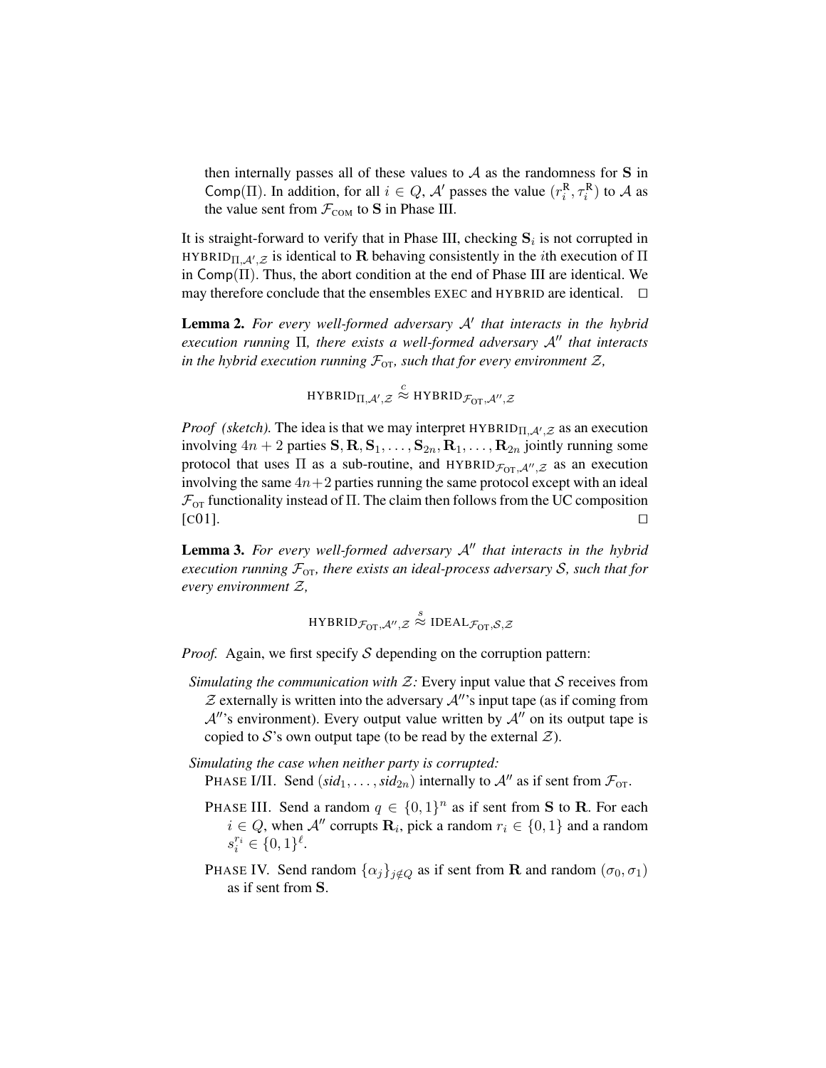then internally passes all of these values to $\mathcal{A}$ as the randomness for $\mathbf{S}$ in $\mathsf{Comp}(\Pi)$. In addition, for all $i \in Q$, $\mathcal{A}'$ passes the value $(r_i^{\mathsf{R}}, \tau_i^{\mathsf{R}})$ to $\mathcal{A}$ as the value sent from $\mathcal{F}_{\text{COM}}$ to $\mathbf{S}$ in Phase III.

It is straight-forward to verify that in Phase III, checking $\mathbf{S}_i$ is not corrupted in $\text{HYBRID}_{\Pi,\mathcal{A}',\mathcal{Z}}$ is identical to $\mathbf{R}$ behaving consistently in the $i$th execution of $\Pi$ in $\mathsf{Comp}(\Pi)$. Thus, the abort condition at the end of Phase III are identical. We may therefore conclude that the ensembles EXEC and HYBRID are identical. □

**Lemma 2.** *For every well-formed adversary $\mathcal{A}'$ that interacts in the hybrid execution running $\Pi$, there exists a well-formed adversary $\mathcal{A}''$ that interacts in the hybrid execution running $\mathcal{F}_{\text{OT}}$, such that for every environment $\mathcal{Z}$,*

$$\text{HYBRID}_{\Pi,\mathcal{A}',\mathcal{Z}} \stackrel{c}{\approx} \text{HYBRID}_{\mathcal{F}_{\text{OT}},\mathcal{A}'',\mathcal{Z}}$$

*Proof (sketch).* The idea is that we may interpret $\text{HYBRID}_{\Pi,\mathcal{A}',\mathcal{Z}}$ as an execution involving $4n+2$ parties $\mathbf{S}, \mathbf{R}, \mathbf{S}_1, \ldots, \mathbf{S}_{2n}, \mathbf{R}_1, \ldots, \mathbf{R}_{2n}$ jointly running some protocol that uses $\Pi$ as a sub-routine, and $\text{HYBRID}_{\mathcal{F}_{\text{OT}},\mathcal{A}'',\mathcal{Z}}$ as an execution involving the same $4n+2$ parties running the same protocol except with an ideal $\mathcal{F}_{\text{OT}}$ functionality instead of $\Pi$. The claim then follows from the UC composition [C01]. □

**Lemma 3.** *For every well-formed adversary $\mathcal{A}''$ that interacts in the hybrid execution running $\mathcal{F}_{\text{OT}}$, there exists an ideal-process adversary $\mathcal{S}$, such that for every environment $\mathcal{Z}$,*

$$\text{HYBRID}_{\mathcal{F}_{\text{OT}},\mathcal{A}'',\mathcal{Z}} \stackrel{s}{\approx} \text{IDEAL}_{\mathcal{F}_{\text{OT}},\mathcal{S},\mathcal{Z}}$$

*Proof.* Again, we first specify $\mathcal{S}$ depending on the corruption pattern:

*Simulating the communication with $\mathcal{Z}$:* Every input value that $\mathcal{S}$ receives from $\mathcal{Z}$ externally is written into the adversary $\mathcal{A}''$'s input tape (as if coming from $\mathcal{A}''$'s environment). Every output value written by $\mathcal{A}''$ on its output tape is copied to $\mathcal{S}$'s own output tape (to be read by the external $\mathcal{Z}$).

*Simulating the case when neither party is corrupted:*

PHASE I/II. Send $(sid_1, \ldots, sid_{2n})$ internally to $\mathcal{A}''$ as if sent from $\mathcal{F}_{\text{OT}}$.

PHASE III. Send a random $q \in \{0,1\}^n$ as if sent from $\mathbf{S}$ to $\mathbf{R}$. For each $i \in Q$, when $\mathcal{A}''$ corrupts $\mathbf{R}_i$, pick a random $r_i \in \{0,1\}$ and a random $s_i^{r_i} \in \{0,1\}^\ell$.

PHASE IV. Send random $\{\alpha_j\}_{j \notin Q}$ as if sent from $\mathbf{R}$ and random $(\sigma_0, \sigma_1)$ as if sent from $\mathbf{S}$.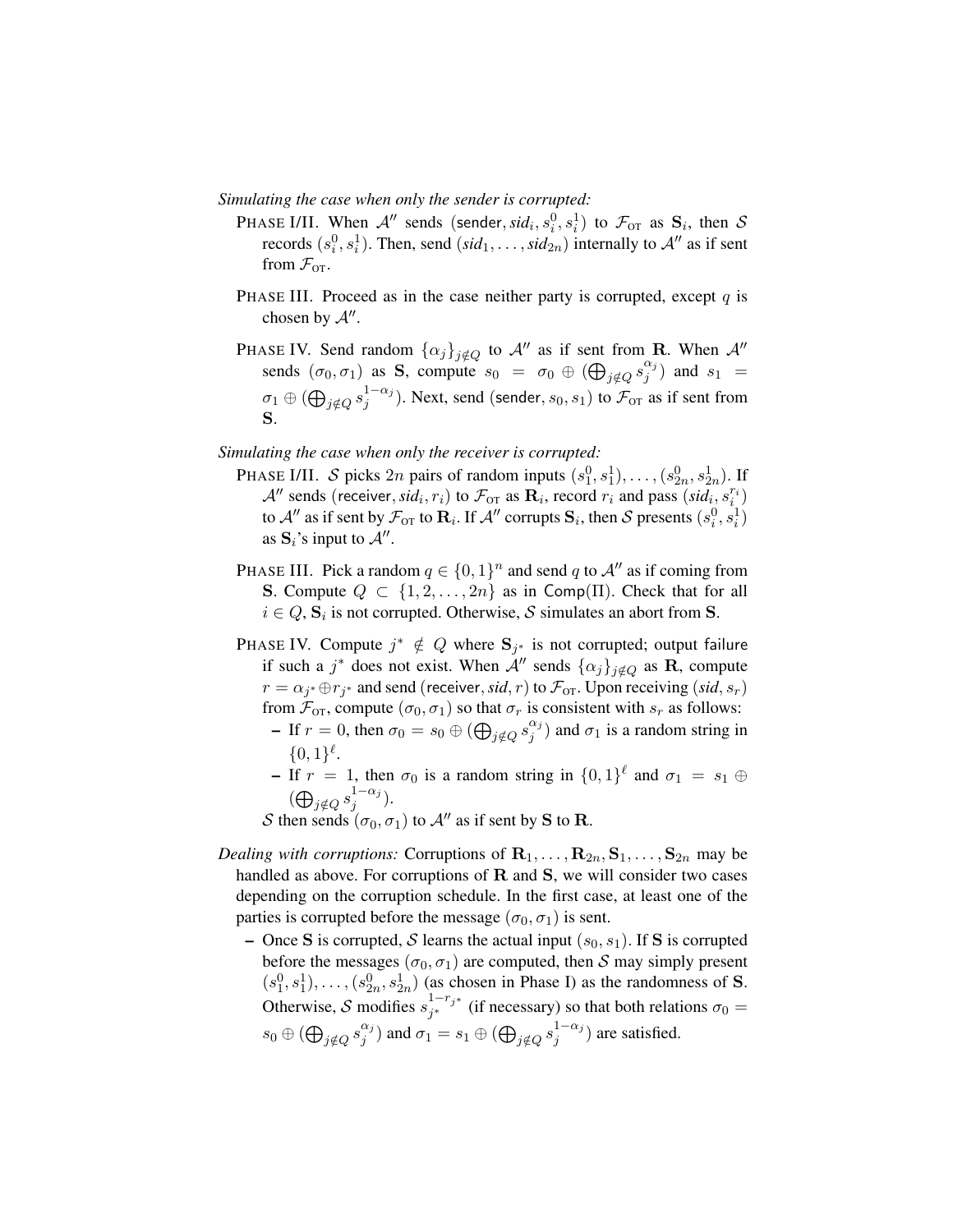*Simulating the case when only the sender is corrupted:*

PHASE I/II. When $\mathcal{A}''$ sends $(\mathsf{sender}, \mathit{sid}_i, s_i^0, s_i^1)$ to $\mathcal{F}_{\text{OT}}$ as $\mathbf{S}_i$, then $\mathcal{S}$ records $(s_i^0, s_i^1)$. Then, send $(\mathit{sid}_1, \ldots, \mathit{sid}_{2n})$ internally to $\mathcal{A}''$ as if sent from $\mathcal{F}_{\text{OT}}$.

PHASE III. Proceed as in the case neither party is corrupted, except $q$ is chosen by $\mathcal{A}''$.

PHASE IV. Send random $\{\alpha_j\}_{j \notin Q}$ to $\mathcal{A}''$ as if sent from $\mathbf{R}$. When $\mathcal{A}''$ sends $(\sigma_0, \sigma_1)$ as $\mathbf{S}$, compute $s_0 = \sigma_0 \oplus (\bigoplus_{j \notin Q} s_j^{\alpha_j})$ and $s_1 = \sigma_1 \oplus (\bigoplus_{j \notin Q} s_j^{1-\alpha_j})$. Next, send $(\mathsf{sender}, s_0, s_1)$ to $\mathcal{F}_{\text{OT}}$ as if sent from $\mathbf{S}$.

*Simulating the case when only the receiver is corrupted:*

PHASE I/II. $\mathcal{S}$ picks $2n$ pairs of random inputs $(s_1^0, s_1^1), \ldots, (s_{2n}^0, s_{2n}^1)$. If $\mathcal{A}''$ sends $(\mathsf{receiver}, \mathit{sid}_i, r_i)$ to $\mathcal{F}_{\text{OT}}$ as $\mathbf{R}_i$, record $r_i$ and pass $(\mathit{sid}_i, s_i^{r_i})$ to $\mathcal{A}''$ as if sent by $\mathcal{F}_{\text{OT}}$ to $\mathbf{R}_i$. If $\mathcal{A}''$ corrupts $\mathbf{S}_i$, then $\mathcal{S}$ presents $(s_i^0, s_i^1)$ as $\mathbf{S}_i$'s input to $\mathcal{A}''$.

PHASE III. Pick a random $q \in \{0,1\}^n$ and send $q$ to $\mathcal{A}''$ as if coming from $\mathbf{S}$. Compute $Q \subset \{1, 2, \ldots, 2n\}$ as in $\mathsf{Comp}(\Pi)$. Check that for all $i \in Q$, $\mathbf{S}_i$ is not corrupted. Otherwise, $\mathcal{S}$ simulates an abort from $\mathbf{S}$.

PHASE IV. Compute $j^* \notin Q$ where $\mathbf{S}_{j^*}$ is not corrupted; output $\mathsf{failure}$ if such a $j^*$ does not exist. When $\mathcal{A}''$ sends $\{\alpha_j\}_{j \notin Q}$ as $\mathbf{R}$, compute $r = \alpha_{j^*} \oplus r_{j^*}$ and send $(\mathsf{receiver}, \mathit{sid}, r)$ to $\mathcal{F}_{\text{OT}}$. Upon receiving $(\mathit{sid}, s_r)$ from $\mathcal{F}_{\text{OT}}$, compute $(\sigma_0, \sigma_1)$ so that $\sigma_r$ is consistent with $s_r$ as follows:

- If $r = 0$, then $\sigma_0 = s_0 \oplus (\bigoplus_{j \notin Q} s_j^{\alpha_j})$ and $\sigma_1$ is a random string in $\{0,1\}^\ell$.
- If $r = 1$, then $\sigma_0$ is a random string in $\{0,1\}^\ell$ and $\sigma_1 = s_1 \oplus (\bigoplus_{j \notin Q} s_j^{1-\alpha_j})$.

$\mathcal{S}$ then sends $(\sigma_0, \sigma_1)$ to $\mathcal{A}''$ as if sent by $\mathbf{S}$ to $\mathbf{R}$.

*Dealing with corruptions:* Corruptions of $\mathbf{R}_1, \ldots, \mathbf{R}_{2n}, \mathbf{S}_1, \ldots, \mathbf{S}_{2n}$ may be handled as above. For corruptions of $\mathbf{R}$ and $\mathbf{S}$, we will consider two cases depending on the corruption schedule. In the first case, at least one of the parties is corrupted before the message $(\sigma_0, \sigma_1)$ is sent.

- Once $\mathbf{S}$ is corrupted, $\mathcal{S}$ learns the actual input $(s_0, s_1)$. If $\mathbf{S}$ is corrupted before the messages $(\sigma_0, \sigma_1)$ are computed, then $\mathcal{S}$ may simply present $(s_1^0, s_1^1), \ldots, (s_{2n}^0, s_{2n}^1)$ (as chosen in Phase I) as the randomness of $\mathbf{S}$. Otherwise, $\mathcal{S}$ modifies $s_{j^*}^{1-r_{j^*}}$ (if necessary) so that both relations $\sigma_0 = s_0 \oplus (\bigoplus_{j \notin Q} s_j^{\alpha_j})$ and $\sigma_1 = s_1 \oplus (\bigoplus_{j \notin Q} s_j^{1-\alpha_j})$ are satisfied.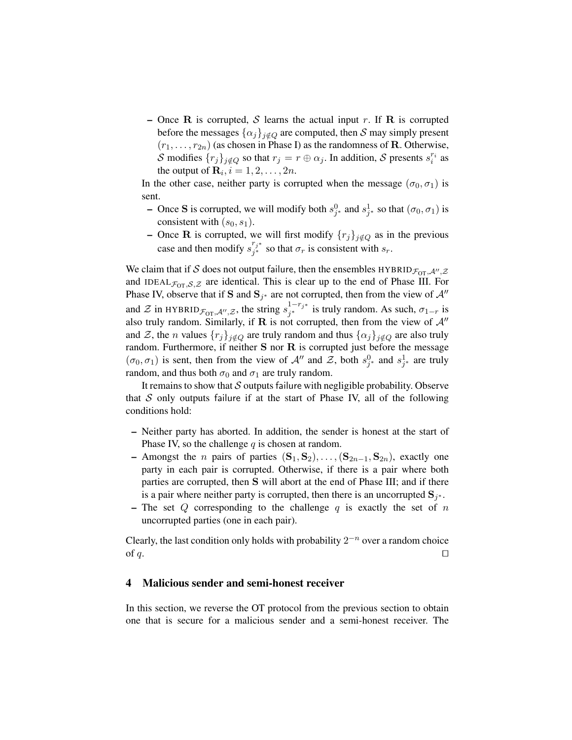- Once $\mathbf{R}$ is corrupted, $\mathcal{S}$ learns the actual input $r$. If $\mathbf{R}$ is corrupted before the messages $\{\alpha_j\}_{j \notin Q}$ are computed, then $\mathcal{S}$ may simply present $(r_1, \ldots, r_{2n})$ (as chosen in Phase I) as the randomness of $\mathbf{R}$. Otherwise, $\mathcal{S}$ modifies $\{r_j\}_{j \notin Q}$ so that $r_j = r \oplus \alpha_j$. In addition, $\mathcal{S}$ presents $s_i^{r_i}$ as the output of $\mathbf{R}_i, i = 1, 2, \ldots, 2n$.

In the other case, neither party is corrupted when the message $(\sigma_0, \sigma_1)$ is sent.

- Once $\mathbf{S}$ is corrupted, we will modify both $s_{j^*}^0$ and $s_{j^*}^1$ so that $(\sigma_0, \sigma_1)$ is consistent with $(s_0, s_1)$.
- Once $\mathbf{R}$ is corrupted, we will first modify $\{r_j\}_{j \notin Q}$ as in the previous case and then modify $s_{j^*}^{r_{j^*}}$ so that $\sigma_r$ is consistent with $s_r$.

We claim that if $\mathcal{S}$ does not output failure, then the ensembles $\text{HYBRID}_{\mathcal{F}_{\text{OT}}, \mathcal{A}'', \mathcal{Z}}$ and $\text{IDEAL}_{\mathcal{F}_{\text{OT}}, \mathcal{S}, \mathcal{Z}}$ are identical. This is clear up to the end of Phase III. For Phase IV, observe that if $\mathbf{S}$ and $\mathbf{S}_{j^*}$ are not corrupted, then from the view of $\mathcal{A}''$ and $\mathcal{Z}$ in $\text{HYBRID}_{\mathcal{F}_{\text{OT}}, \mathcal{A}'', \mathcal{Z}}$, the string $s_{j^*}^{1-r_{j^*}}$ is truly random. As such, $\sigma_{1-r}$ is also truly random. Similarly, if $\mathbf{R}$ is not corrupted, then from the view of $\mathcal{A}''$ and $\mathcal{Z}$, the $n$ values $\{r_j\}_{j \notin Q}$ are truly random and thus $\{\alpha_j\}_{j \notin Q}$ are also truly random. Furthermore, if neither $\mathbf{S}$ nor $\mathbf{R}$ is corrupted just before the message $(\sigma_0, \sigma_1)$ is sent, then from the view of $\mathcal{A}''$ and $\mathcal{Z}$, both $s_{j^*}^0$ and $s_{j^*}^1$ are truly random, and thus both $\sigma_0$ and $\sigma_1$ are truly random.

It remains to show that $\mathcal{S}$ outputs failure with negligible probability. Observe that $\mathcal{S}$ only outputs failure if at the start of Phase IV, all of the following conditions hold:

- Neither party has aborted. In addition, the sender is honest at the start of Phase IV, so the challenge $q$ is chosen at random.
- Amongst the $n$ pairs of parties $(\mathbf{S}_1, \mathbf{S}_2), \ldots, (\mathbf{S}_{2n-1}, \mathbf{S}_{2n})$, exactly one party in each pair is corrupted. Otherwise, if there is a pair where both parties are corrupted, then $\mathbf{S}$ will abort at the end of Phase III; and if there is a pair where neither party is corrupted, then there is an uncorrupted $\mathbf{S}_{j^*}$.
- The set $Q$ corresponding to the challenge $q$ is exactly the set of $n$ uncorrupted parties (one in each pair).

Clearly, the last condition only holds with probability $2^{-n}$ over a random choice of $q$. $\square$

## 4 Malicious sender and semi-honest receiver

In this section, we reverse the OT protocol from the previous section to obtain one that is secure for a malicious sender and a semi-honest receiver. The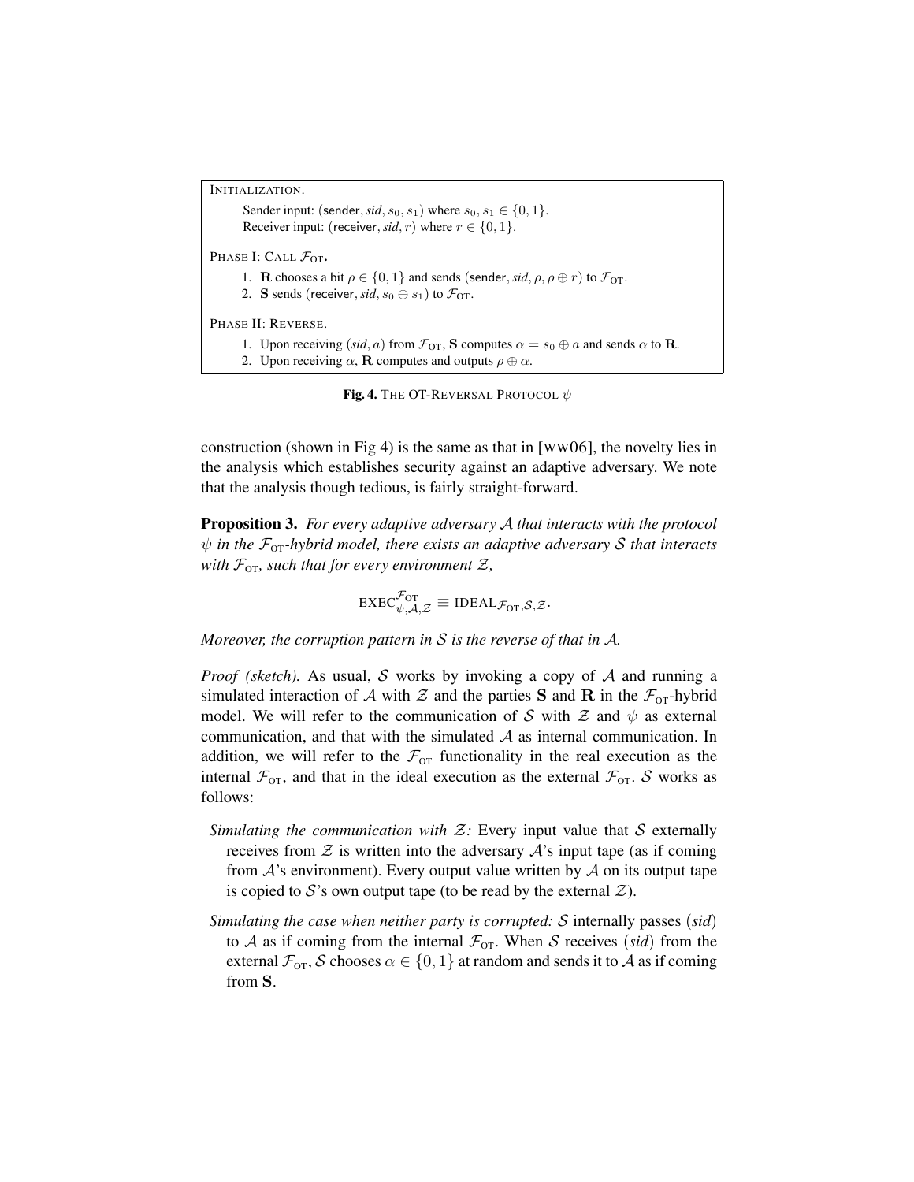INITIALIZATION.

Sender input: (sender, *sid*, $s_0, s_1$) where $s_0, s_1 \in \{0, 1\}$.
Receiver input: (receiver, *sid*, $r$) where $r \in \{0, 1\}$.

PHASE I: CALL $\mathcal{F}_{\text{OT}}$.

1. **R** chooses a bit $\rho \in \{0, 1\}$ and sends (sender, *sid*, $\rho, \rho \oplus r$) to $\mathcal{F}_{\text{OT}}$.
2. **S** sends (receiver, *sid*, $s_0 \oplus s_1$) to $\mathcal{F}_{\text{OT}}$.

PHASE II: REVERSE.

1. Upon receiving (*sid*, $a$) from $\mathcal{F}_{\text{OT}}$, **S** computes $\alpha = s_0 \oplus a$ and sends $\alpha$ to **R**.
2. Upon receiving $\alpha$, **R** computes and outputs $\rho \oplus \alpha$.

**Fig. 4.** THE OT-REVERSAL PROTOCOL $\psi$

construction (shown in Fig 4) is the same as that in [WW06], the novelty lies in the analysis which establishes security against an adaptive adversary. We note that the analysis though tedious, is fairly straight-forward.

**Proposition 3.** *For every adaptive adversary $\mathcal{A}$ that interacts with the protocol $\psi$ in the $\mathcal{F}_{\text{OT}}$-hybrid model, there exists an adaptive adversary $\mathcal{S}$ that interacts with $\mathcal{F}_{\text{OT}}$, such that for every environment $\mathcal{Z}$,*

$$\text{EXEC}^{\mathcal{F}_{\text{OT}}}_{\psi,\mathcal{A},\mathcal{Z}} \equiv \text{IDEAL}_{\mathcal{F}_{\text{OT}},\mathcal{S},\mathcal{Z}}.$$

*Moreover, the corruption pattern in $\mathcal{S}$ is the reverse of that in $\mathcal{A}$.*

*Proof (sketch).* As usual, $\mathcal{S}$ works by invoking a copy of $\mathcal{A}$ and running a simulated interaction of $\mathcal{A}$ with $\mathcal{Z}$ and the parties **S** and **R** in the $\mathcal{F}_{\text{OT}}$-hybrid model. We will refer to the communication of $\mathcal{S}$ with $\mathcal{Z}$ and $\psi$ as external communication, and that with the simulated $\mathcal{A}$ as internal communication. In addition, we will refer to the $\mathcal{F}_{\text{OT}}$ functionality in the real execution as the internal $\mathcal{F}_{\text{OT}}$, and that in the ideal execution as the external $\mathcal{F}_{\text{OT}}$. $\mathcal{S}$ works as follows:

- *Simulating the communication with $\mathcal{Z}$:* Every input value that $\mathcal{S}$ externally receives from $\mathcal{Z}$ is written into the adversary $\mathcal{A}$'s input tape (as if coming from $\mathcal{A}$'s environment). Every output value written by $\mathcal{A}$ on its output tape is copied to $\mathcal{S}$'s own output tape (to be read by the external $\mathcal{Z}$).
- *Simulating the case when neither party is corrupted:* $\mathcal{S}$ internally passes (*sid*) to $\mathcal{A}$ as if coming from the internal $\mathcal{F}_{\text{OT}}$. When $\mathcal{S}$ receives (*sid*) from the external $\mathcal{F}_{\text{OT}}$, $\mathcal{S}$ chooses $\alpha \in \{0, 1\}$ at random and sends it to $\mathcal{A}$ as if coming from **S**.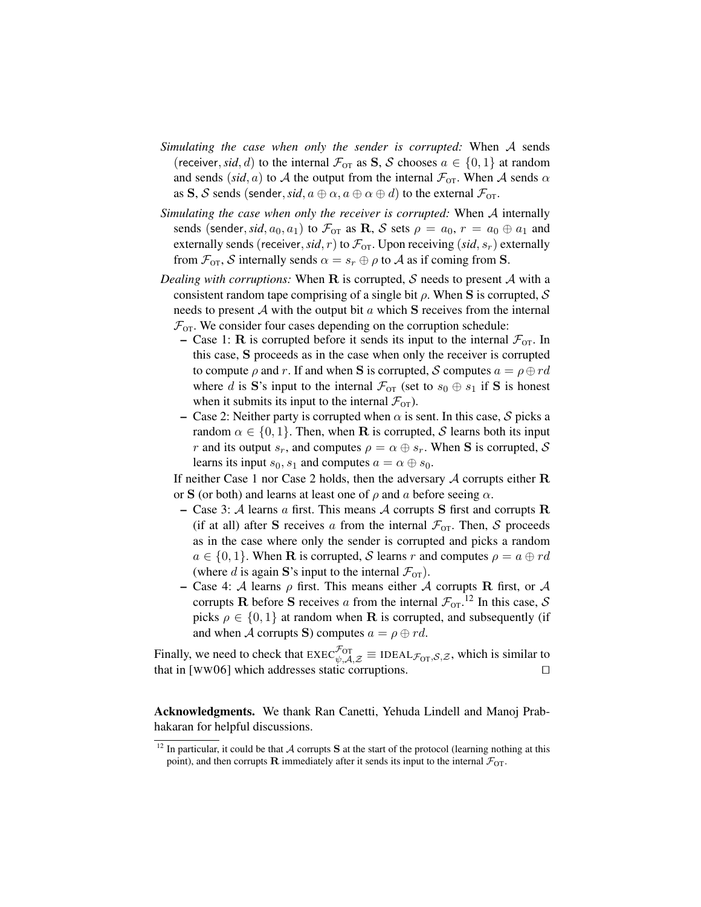- *Simulating the case when only the sender is corrupted:* When $\mathcal{A}$ sends $(\mathsf{receiver}, \mathit{sid}, d)$ to the internal $\mathcal{F}_{\text{OT}}$ as $\mathbf{S}$, $\mathcal{S}$ chooses $a \in \{0,1\}$ at random and sends $(\mathit{sid}, a)$ to $\mathcal{A}$ the output from the internal $\mathcal{F}_{\text{OT}}$. When $\mathcal{A}$ sends $\alpha$ as $\mathbf{S}$, $\mathcal{S}$ sends $(\mathsf{sender}, \mathit{sid}, a \oplus \alpha, a \oplus \alpha \oplus d)$ to the external $\mathcal{F}_{\text{OT}}$.
- *Simulating the case when only the receiver is corrupted:* When $\mathcal{A}$ internally sends $(\mathsf{sender}, \mathit{sid}, a_0, a_1)$ to $\mathcal{F}_{\text{OT}}$ as $\mathbf{R}$, $\mathcal{S}$ sets $\rho = a_0$, $r = a_0 \oplus a_1$ and externally sends $(\mathsf{receiver}, \mathit{sid}, r)$ to $\mathcal{F}_{\text{OT}}$. Upon receiving $(\mathit{sid}, s_r)$ externally from $\mathcal{F}_{\text{OT}}$, $\mathcal{S}$ internally sends $\alpha = s_r \oplus \rho$ to $\mathcal{A}$ as if coming from $\mathbf{S}$.
- *Dealing with corruptions:* When $\mathbf{R}$ is corrupted, $\mathcal{S}$ needs to present $\mathcal{A}$ with a consistent random tape comprising of a single bit $\rho$. When $\mathbf{S}$ is corrupted, $\mathcal{S}$ needs to present $\mathcal{A}$ with the output bit $a$ which $\mathbf{S}$ receives from the internal $\mathcal{F}_{\text{OT}}$. We consider four cases depending on the corruption schedule:
  - Case 1: $\mathbf{R}$ is corrupted before it sends its input to the internal $\mathcal{F}_{\text{OT}}$. In this case, $\mathbf{S}$ proceeds as in the case when only the receiver is corrupted to compute $\rho$ and $r$. If and when $\mathbf{S}$ is corrupted, $\mathcal{S}$ computes $a = \rho \oplus rd$ where $d$ is $\mathbf{S}$'s input to the internal $\mathcal{F}_{\text{OT}}$ (set to $s_0 \oplus s_1$ if $\mathbf{S}$ is honest when it submits its input to the internal $\mathcal{F}_{\text{OT}}$).
  - Case 2: Neither party is corrupted when $\alpha$ is sent. In this case, $\mathcal{S}$ picks a random $\alpha \in \{0,1\}$. Then, when $\mathbf{R}$ is corrupted, $\mathcal{S}$ learns both its input $r$ and its output $s_r$, and computes $\rho = \alpha \oplus s_r$. When $\mathbf{S}$ is corrupted, $\mathcal{S}$ learns its input $s_0, s_1$ and computes $a = \alpha \oplus s_0$.

  If neither Case 1 nor Case 2 holds, then the adversary $\mathcal{A}$ corrupts either $\mathbf{R}$ or $\mathbf{S}$ (or both) and learns at least one of $\rho$ and $a$ before seeing $\alpha$.
  - Case 3: $\mathcal{A}$ learns $a$ first. This means $\mathcal{A}$ corrupts $\mathbf{S}$ first and corrupts $\mathbf{R}$ (if at all) after $\mathbf{S}$ receives $a$ from the internal $\mathcal{F}_{\text{OT}}$. Then, $\mathcal{S}$ proceeds as in the case where only the sender is corrupted and picks a random $a \in \{0,1\}$. When $\mathbf{R}$ is corrupted, $\mathcal{S}$ learns $r$ and computes $\rho = a \oplus rd$ (where $d$ is again $\mathbf{S}$'s input to the internal $\mathcal{F}_{\text{OT}}$).
  - Case 4: $\mathcal{A}$ learns $\rho$ first. This means either $\mathcal{A}$ corrupts $\mathbf{R}$ first, or $\mathcal{A}$ corrupts $\mathbf{R}$ before $\mathbf{S}$ receives $a$ from the internal $\mathcal{F}_{\text{OT}}$.[12] In this case, $\mathcal{S}$ picks $\rho \in \{0,1\}$ at random when $\mathbf{R}$ is corrupted, and subsequently (if and when $\mathcal{A}$ corrupts $\mathbf{S}$) computes $a = \rho \oplus rd$.

Finally, we need to check that $\text{EXEC}^{\mathcal{F}_{\text{OT}}}_{\psi,\mathcal{A},\mathcal{Z}} \equiv \text{IDEAL}_{\mathcal{F}_{\text{OT}},\mathcal{S},\mathcal{Z}}$, which is similar to that in [WW06] which addresses static corruptions. □

**Acknowledgments.** We thank Ran Canetti, Yehuda Lindell and Manoj Prabhakaran for helpful discussions.

[12] In particular, it could be that $\mathcal{A}$ corrupts $\mathbf{S}$ at the start of the protocol (learning nothing at this point), and then corrupts $\mathbf{R}$ immediately after it sends its input to the internal $\mathcal{F}_{\text{OT}}$.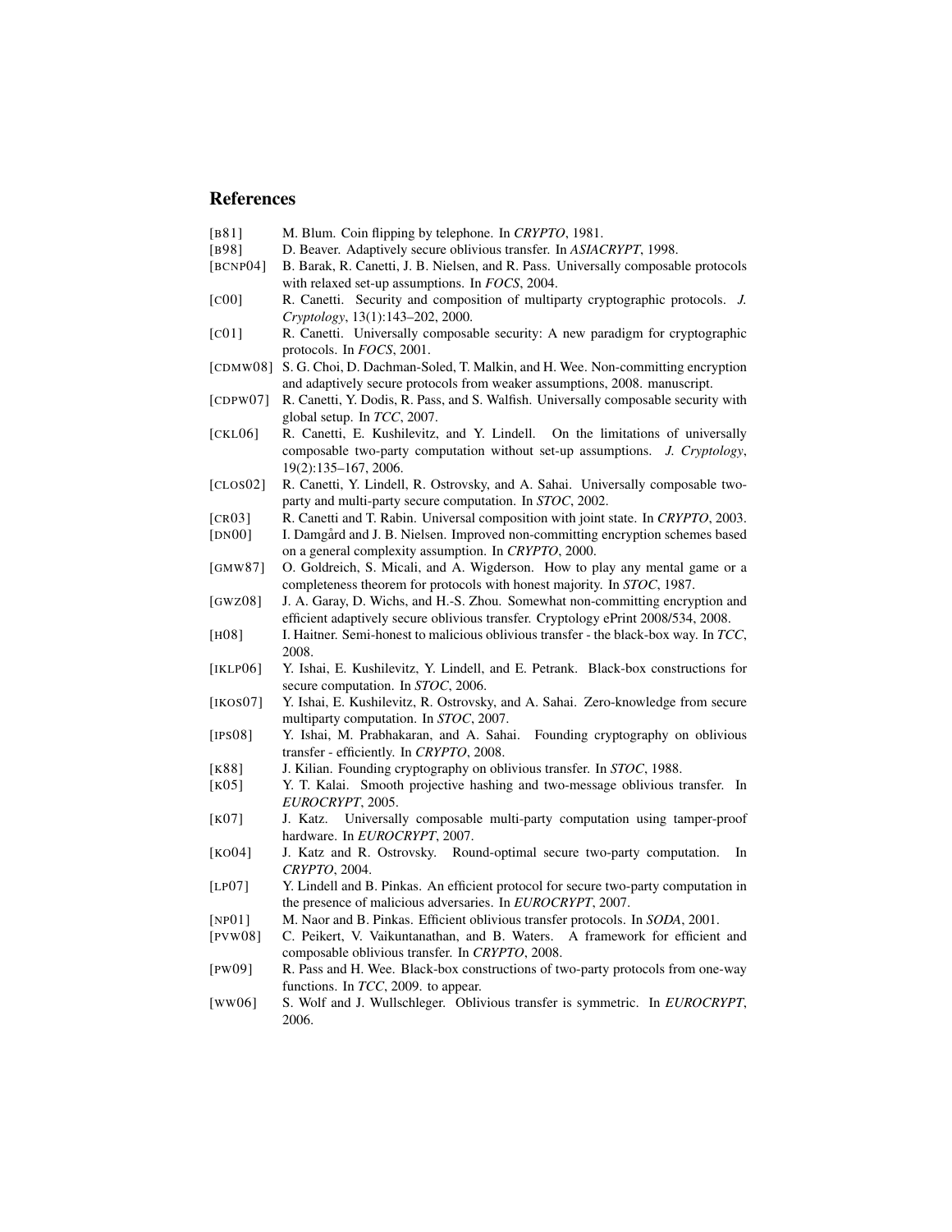## References

[B81] M. Blum. Coin flipping by telephone. In *CRYPTO*, 1981.

[B98] D. Beaver. Adaptively secure oblivious transfer. In *ASIACRYPT*, 1998.

[BCNP04] B. Barak, R. Canetti, J. B. Nielsen, and R. Pass. Universally composable protocols with relaxed set-up assumptions. In *FOCS*, 2004.

[C00] R. Canetti. Security and composition of multiparty cryptographic protocols. *J. Cryptology*, 13(1):143–202, 2000.

[C01] R. Canetti. Universally composable security: A new paradigm for cryptographic protocols. In *FOCS*, 2001.

[CDMW08] S. G. Choi, D. Dachman-Soled, T. Malkin, and H. Wee. Non-committing encryption and adaptively secure protocols from weaker assumptions, 2008. manuscript.

[CDPW07] R. Canetti, Y. Dodis, R. Pass, and S. Walfish. Universally composable security with global setup. In *TCC*, 2007.

[CKL06] R. Canetti, E. Kushilevitz, and Y. Lindell. On the limitations of universally composable two-party computation without set-up assumptions. *J. Cryptology*, 19(2):135–167, 2006.

[CLOS02] R. Canetti, Y. Lindell, R. Ostrovsky, and A. Sahai. Universally composable two-party and multi-party secure computation. In *STOC*, 2002.

[CR03] R. Canetti and T. Rabin. Universal composition with joint state. In *CRYPTO*, 2003.

[DN00] I. Damgård and J. B. Nielsen. Improved non-committing encryption schemes based on a general complexity assumption. In *CRYPTO*, 2000.

[GMW87] O. Goldreich, S. Micali, and A. Wigderson. How to play any mental game or a completeness theorem for protocols with honest majority. In *STOC*, 1987.

[GWZ08] J. A. Garay, D. Wichs, and H.-S. Zhou. Somewhat non-committing encryption and efficient adaptively secure oblivious transfer. Cryptology ePrint 2008/534, 2008.

[H08] I. Haitner. Semi-honest to malicious oblivious transfer - the black-box way. In *TCC*, 2008.

[IKLP06] Y. Ishai, E. Kushilevitz, Y. Lindell, and E. Petrank. Black-box constructions for secure computation. In *STOC*, 2006.

[IKOS07] Y. Ishai, E. Kushilevitz, R. Ostrovsky, and A. Sahai. Zero-knowledge from secure multiparty computation. In *STOC*, 2007.

[IPS08] Y. Ishai, M. Prabhakaran, and A. Sahai. Founding cryptography on oblivious transfer - efficiently. In *CRYPTO*, 2008.

[K88] J. Kilian. Founding cryptography on oblivious transfer. In *STOC*, 1988.

[K05] Y. T. Kalai. Smooth projective hashing and two-message oblivious transfer. In *EUROCRYPT*, 2005.

[K07] J. Katz. Universally composable multi-party computation using tamper-proof hardware. In *EUROCRYPT*, 2007.

[KO04] J. Katz and R. Ostrovsky. Round-optimal secure two-party computation. In *CRYPTO*, 2004.

[LP07] Y. Lindell and B. Pinkas. An efficient protocol for secure two-party computation in the presence of malicious adversaries. In *EUROCRYPT*, 2007.

[NP01] M. Naor and B. Pinkas. Efficient oblivious transfer protocols. In *SODA*, 2001.

[PVW08] C. Peikert, V. Vaikuntanathan, and B. Waters. A framework for efficient and composable oblivious transfer. In *CRYPTO*, 2008.

[PW09] R. Pass and H. Wee. Black-box constructions of two-party protocols from one-way functions. In *TCC*, 2009. to appear.

[WW06] S. Wolf and J. Wullschleger. Oblivious transfer is symmetric. In *EUROCRYPT*, 2006.